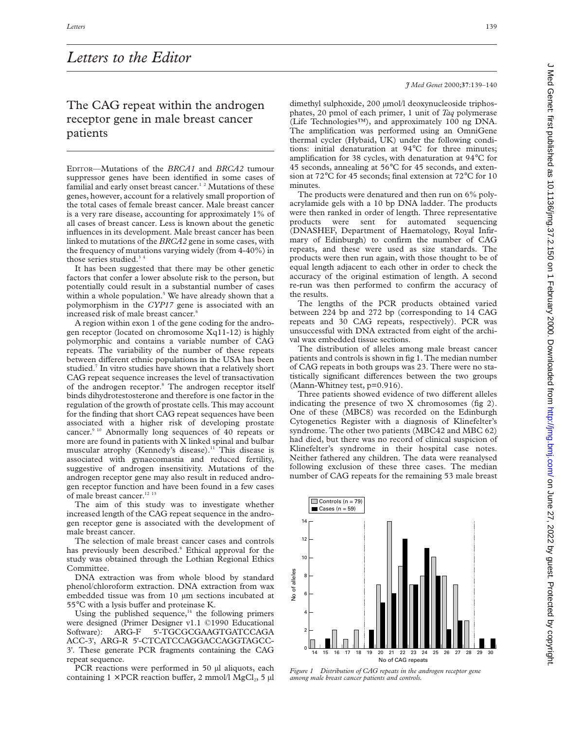# Letters to the Editor

## The CAG repeat within the androgen receptor gene in male breast cancer patients

EDITOR—Mutations of the *BRCA1* and *BRCA2* tumour suppressor genes have been identified in some cases of familial and early onset breast cancer.[1,2] Mutations of these genes, however, account for a relatively small proportion of the total cases of female breast cancer. Male breast cancer is a very rare disease, accounting for approximately 1% of all cases of breast cancer. Less is known about the genetic influences in its development. Male breast cancer has been linked to mutations of the *BRCA2* gene in some cases, with the frequency of mutations varying widely (from 4-40%) in those series studied.[3,4]

It has been suggested that there may be other genetic factors that confer a lower absolute risk to the person, but potentially could result in a substantial number of cases within a whole population.[5] We have already shown that a polymorphism in the *CYP17* gene is associated with an increased risk of male breast cancer.[6]

A region within exon 1 of the gene coding for the androgen receptor (located on chromosome Xq11-12) is highly polymorphic and contains a variable number of CAG repeats. The variability of the number of these repeats between different ethnic populations in the USA has been studied.[7] In vitro studies have shown that a relatively short CAG repeat sequence increases the level of transactivation of the androgen receptor.[8] The androgen receptor itself binds dihydrotestosterone and therefore is one factor in the regulation of the growth of prostate cells. This may account for the finding that short CAG repeat sequences have been associated with a higher risk of developing prostate cancer.[9,10] Abnormally long sequences of 40 repeats or more are found in patients with X linked spinal and bulbar muscular atrophy (Kennedy's disease).[11] This disease is associated with gynaecomastia and reduced fertility, suggestive of androgen insensitivity. Mutations of the androgen receptor gene may also result in reduced androgen receptor function and have been found in a few cases of male breast cancer.[12,13]

The aim of this study was to investigate whether increased length of the CAG repeat sequence in the androgen receptor gene is associated with the development of male breast cancer.

The selection of male breast cancer cases and controls has previously been described.[6] Ethical approval for the study was obtained through the Lothian Regional Ethics Committee.

DNA extraction was from whole blood by standard phenol/chloroform extraction. DNA extraction from wax embedded tissue was from 10 μm sections incubated at 55°C with a lysis buffer and proteinase K.

Using the published sequence,[14] the following primers were designed (Primer Designer v1.1 ©1990 Educational Software): ARG-F 5'-TGCGCGAAGTGATCCAGA ACC-3', ARG-R 5'-CTCATCCAGGACCAGGTAGCC-3'. These generate PCR fragments containing the CAG repeat sequence.

PCR reactions were performed in 50 μl aliquots, each containing 1 × PCR reaction buffer, 2 mmol/l $MgCl_2$, 5 μl dimethyl sulphoxide, 200 μmol/l deoxynucleoside triphosphates, 20 pmol of each primer, 1 unit of *Taq* polymerase (Life Technologies™), and approximately 100 ng DNA. The amplification was performed using an OmniGene thermal cycler (Hybaid, UK) under the following conditions: initial denaturation at 94°C for three minutes; amplification for 38 cycles, with denaturation at 94°C for 45 seconds, annealing at 56°C for 45 seconds, and extension at 72°C for 45 seconds; final extension at 72°C for 10 minutes.

The products were denatured and then run on 6% polyacrylamide gels with a 10 bp DNA ladder. The products were then ranked in order of length. Three representative products were sent for automated sequencing (DNASHEF, Department of Haematology, Royal Infirmary of Edinburgh) to confirm the number of CAG repeats, and these were used as size standards. The products were then run again, with those thought to be of equal length adjacent to each other in order to check the accuracy of the original estimation of length. A second re-run was then performed to confirm the accuracy of the results.

The lengths of the PCR products obtained varied between 224 bp and 272 bp (corresponding to 14 CAG repeats and 30 CAG repeats, respectively). PCR was unsuccessful with DNA extracted from eight of the archival wax embedded tissue sections.

The distribution of alleles among male breast cancer patients and controls is shown in fig 1. The median number of CAG repeats in both groups was 23. There were no statistically significant differences between the two groups (Mann-Whitney test, p=0.916).

Three patients showed evidence of two different alleles indicating the presence of two X chromosomes (fig 2). One of these (MBC8) was recorded on the Edinburgh Cytogenetics Register with a diagnosis of Klinefelter's syndrome. The other two patients (MBC42 and MBC 62) had died, but there was no record of clinical suspicion of Klinefelter's syndrome in their hospital case notes. Neither fathered any children. The data were reanalysed following exclusion of these three cases. The median number of CAG repeats for the remaining 53 male breast

*Figure 1 Distribution of CAG repeats in the androgen receptor gene among male breast cancer patients and controls.*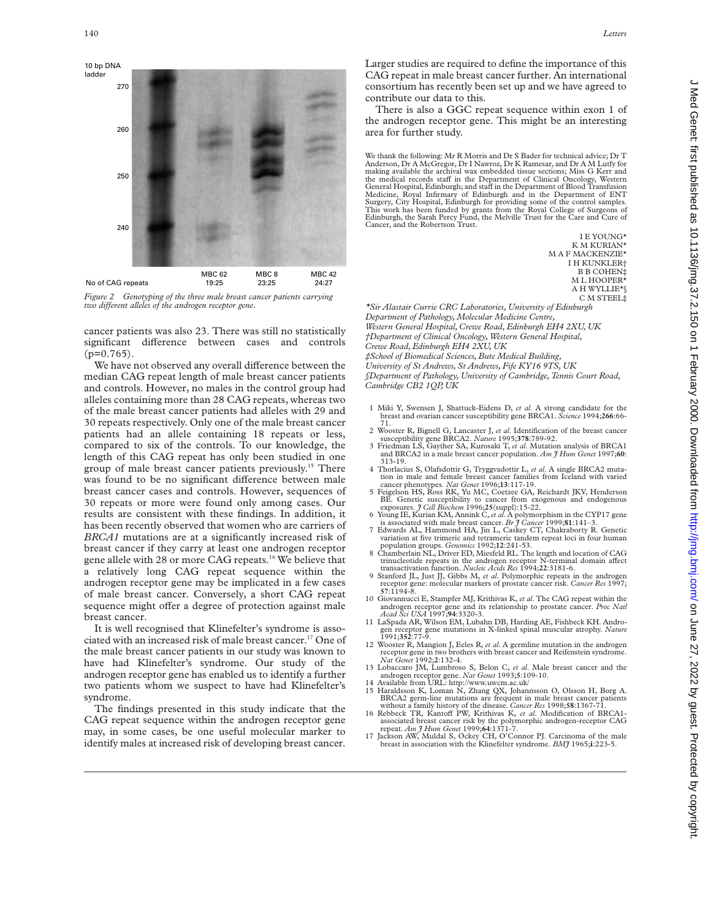10 bp DNA ladder

| | MBC 62 | MBC 8 | MBC 42 |
|---|---|---|---|
| No of CAG repeats | 19:25 | 23:25 | 24:27 |

*Figure 2 Genotyping of the three male breast cancer patients carrying two different alleles of the androgen receptor gene.*

cancer patients was also 23. There was still no statistically significant difference between cases and controls (p=0.765).

We have not observed any overall difference between the median CAG repeat length of male breast cancer patients and controls. However, no males in the control group had alleles containing more than 28 CAG repeats, whereas two of the male breast cancer patients had alleles with 29 and 30 repeats respectively. Only one of the male breast cancer patients had an allele containing 18 repeats or less, compared to six of the controls. To our knowledge, the length of this CAG repeat has only been studied in one group of male breast cancer patients previously.[15] There was found to be no significant difference between male breast cancer cases and controls. However, sequences of 30 repeats or more were found only among cases. Our results are consistent with these findings. In addition, it has been recently observed that women who are carriers of *BRCA1* mutations are at a significantly increased risk of breast cancer if they carry at least one androgen receptor gene allele with 28 or more CAG repeats.[16] We believe that a relatively long CAG repeat sequence within the androgen receptor gene may be implicated in a few cases of male breast cancer. Conversely, a short CAG repeat sequence might offer a degree of protection against male breast cancer.

It is well recognised that Klinefelter's syndrome is associated with an increased risk of male breast cancer.[17] One of the male breast cancer patients in our study was known to have had Klinefelter's syndrome. Our study of the androgen receptor gene has enabled us to identify a further two patients whom we suspect to have had Klinefelter's syndrome.

The findings presented in this study indicate that the CAG repeat sequence within the androgen receptor gene may, in some cases, be one useful molecular marker to identify males at increased risk of developing breast cancer.

Larger studies are required to define the importance of this CAG repeat in male breast cancer further. An international consortium has recently been set up and we have agreed to contribute our data to this.

There is also a GGC repeat sequence within exon 1 of the androgen receptor gene. This might be an interesting area for further study.

We thank the following: Mr R Morris and Dr S Bader for technical advice; Dr T Anderson, Dr A McGregor, Dr I Nawroz, Dr K Ramesar, and Dr A M Lutfy for making available the archival wax embedded tissue sections; Miss G Kerr and the medical records staff in the Department of Clinical Oncology, Western General Hospital, Edinburgh; and staff in the Department of Blood Transfusion Medicine, Royal Infirmary of Edinburgh and in the Department of ENT Surgery, City Hospital, Edinburgh for providing some of the control samples. This work has been funded by grants from the Royal College of Surgeons of Edinburgh, the Sarah Percy Fund, the Melville Trust for the Care and Cure of Cancer, and the Robertson Trust.

I E YOUNG*
K M KURIAN*
M A F MACKENZIE*
I H KUNKLER†
B B COHEN‡
M L HOOPER*
A H WYLLIE*§
C M STEEL‡

*\*Sir Alastair Currie CRC Laboratories, University of Edinburgh Department of Pathology, Molecular Medicine Centre, Western General Hospital, Crewe Road, Edinburgh EH4 2XU, UK*
*†Department of Clinical Oncology, Western General Hospital, Crewe Road, Edinburgh EH4 2XU, UK*
*‡School of Biomedical Sciences, Bute Medical Building, University of St Andrews, St Andrews, Fife KY16 9TS, UK*
*§Department of Pathology, University of Cambridge, Tennis Court Road, Cambridge CB2 1QP, UK*

1. Miki Y, Swensen J, Shattuck-Eidens D, *et al*. A strong candidate for the breast and ovarian cancer susceptibility gene BRCA1. *Science* 1994;**266**:66-71.
2. Wooster R, Bignell G, Lancaster J, *et al*. Identification of the breast cancer susceptibility gene BRCA2. *Nature* 1995;**378**:789-92.
3. Friedman LS, Gayther SA, Kurosaki T, *et al*. Mutation analysis of BRCA1 and BRCA2 in a male breast cancer population. *Am J Hum Genet* 1997;**60**:313-19.
4. Thorlacius S, Olafsdottir G, Tryggvadottir L, *et al*. A single BRCA2 mutation in male and female breast cancer families from Iceland with varied cancer phenotypes. *Nat Genet* 1996;**13**:117-19.
5. Feigelson HS, Ross RK, Yu MC, Coetzee GA, Reichardt JKV, Henderson BE. Genetic susceptibility to cancer from exogenous and endogenous exposures. *J Cell Biochem* 1996;**25**(suppl):15-22.
6. Young IE, Kurian KM, Annink C, *et al*. A polymorphism in the CYP17 gene is associated with male breast cancer. *Br J Cancer* 1999;**81**:141–3.
7. Edwards AL, Hammond HA, Jin L, Caskey CT, Chakraborty R. Genetic variation at five trimeric and tetrameric tandem repeat loci in four human population groups. *Genomics* 1992;**12**:241-53.
8. Chamberlain NL, Driver ED, Miesfeld RL. The length and location of CAG trinucleotide repeats in the androgen receptor N-terminal domain affect transactivation function. *Nucleic Acids Res* 1994;**22**:3181-6.
9. Stanford JL, Just JJ, Gibbs M, *et al*. Polymorphic repeats in the androgen receptor gene: molecular markers of prostate cancer risk. *Cancer Res* 1997;**57**:1194-8.
10. Giovannucci E, Stampfer MJ, Krithivas K, *et al*. The CAG repeat within the androgen receptor gene and its relationship to prostate cancer. *Proc Natl Acad Sci USA* 1997;**94**:3320-3.
11. LaSpada AR, Wilson EM, Lubahn DB, Harding AE, Fishbeck KH. Androgen receptor gene mutations in X-linked spinal muscular atrophy. *Nature* 1991;**352**:77-9.
12. Wooster R, Mangion J, Eeles R, *et al*. A germline mutation in the androgen receptor gene in two brothers with breast cancer and Reifenstein syndrome. *Nat Genet* 1992;**2**:132-4.
13. Lobaccaro JM, Lumbroso S, Belon C, *et al*. Male breast cancer and the androgen receptor gene. *Nat Genet* 1993;**5**:109-10.
14. Available from URL: http://www.uwcm.ac.uk/
15. Haraldsson K, Loman N, Zhang QX, Johannsson O, Olsson H, Borg A. BRCA2 germ-line mutations are frequent in male breast cancer patients without a family history of the disease. *Cancer Res* 1998;**58**:1367-71.
16. Rebbeck TR, Kantoff PW, Krithivas K, *et al*. Modification of BRCA1-associated breast cancer risk by the polymorphic androgen-receptor CAG repeat. *Am J Hum Genet* 1999;**64**:1371-7.
17. Jackson AW, Muldal S, Ockey CH, O'Connor PJ. Carcinoma of the male breast in association with the Klinefelter syndrome. *BMJ* 1965;**i**:223-5.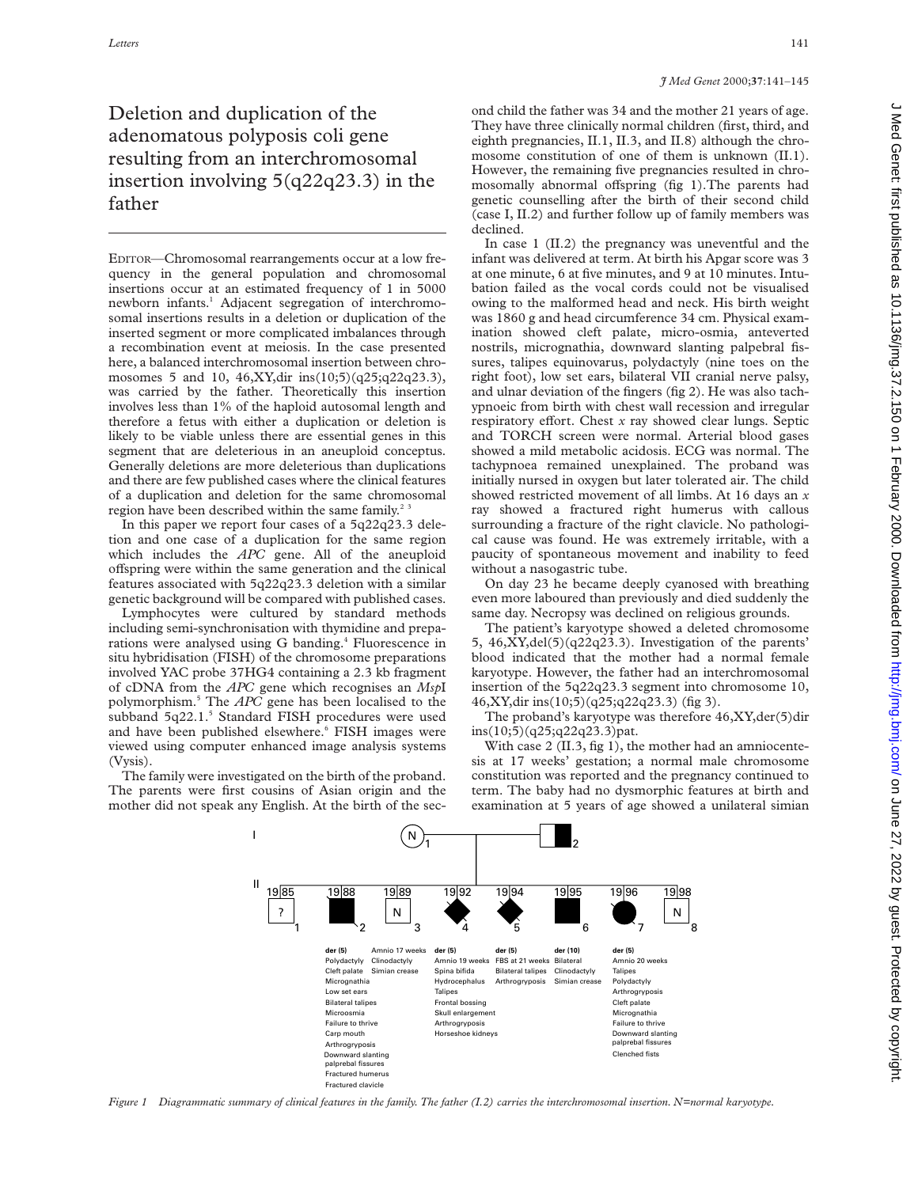# Deletion and duplication of the adenomatous polyposis coli gene resulting from an interchromosomal insertion involving 5(q22q23.3) in the father

EDITOR—Chromosomal rearrangements occur at a low frequency in the general population and chromosomal insertions occur at an estimated frequency of 1 in 5000 newborn infants.[1] Adjacent segregation of interchromosomal insertions results in a deletion or duplication of the inserted segment or more complicated imbalances through a recombination event at meiosis. In the case presented here, a balanced interchromosomal insertion between chromosomes 5 and 10, 46,XY,dir ins(10;5)(q25;q22q23.3), was carried by the father. Theoretically this insertion involves less than 1% of the haploid autosomal length and therefore a fetus with either a duplication or deletion is likely to be viable unless there are essential genes in this segment that are deleterious in an aneuploid conceptus. Generally deletions are more deleterious than duplications and there are few published cases where the clinical features of a duplication and deletion for the same chromosomal region have been described within the same family.[2 3]

In this paper we report four cases of a 5q22q23.3 deletion and one case of a duplication for the same region which includes the *APC* gene. All of the aneuploid offspring were within the same generation and the clinical features associated with 5q22q23.3 deletion with a similar genetic background will be compared with published cases.

Lymphocytes were cultured by standard methods including semi-synchronisation with thymidine and preparations were analysed using G banding.[4] Fluorescence in situ hybridisation (FISH) of the chromosome preparations involved YAC probe 37HG4 containing a 2.3 kb fragment of cDNA from the *APC* gene which recognises an *Msp*I polymorphism.[5] The *APC* gene has been localised to the subband 5q22.1.[5] Standard FISH procedures were used and have been published elsewhere.[6] FISH images were viewed using computer enhanced image analysis systems (Vysis).

The family were investigated on the birth of the proband. The parents were first cousins of Asian origin and the mother did not speak any English. At the birth of the second child the father was 34 and the mother 21 years of age. They have three clinically normal children (first, third, and eighth pregnancies, II.1, II.3, and II.8) although the chromosome constitution of one of them is unknown (II.1). However, the remaining five pregnancies resulted in chromosomally abnormal offspring (fig 1).The parents had genetic counselling after the birth of their second child (case I, II.2) and further follow up of family members was declined.

In case 1 (II.2) the pregnancy was uneventful and the infant was delivered at term. At birth his Apgar score was 3 at one minute, 6 at five minutes, and 9 at 10 minutes. Intubation failed as the vocal cords could not be visualised owing to the malformed head and neck. His birth weight was 1860 g and head circumference 34 cm. Physical examination showed cleft palate, micro-osmia, anteverted nostrils, micrognathia, downward slanting palpebral fissures, talipes equinovarus, polydactyly (nine toes on the right foot), low set ears, bilateral VII cranial nerve palsy, and ulnar deviation of the fingers (fig 2). He was also tachypnoeic from birth with chest wall recession and irregular respiratory effort. Chest *x* ray showed clear lungs. Septic and TORCH screen were normal. Arterial blood gases showed a mild metabolic acidosis. ECG was normal. The tachypnoea remained unexplained. The proband was initially nursed in oxygen but later tolerated air. The child showed restricted movement of all limbs. At 16 days an *x* ray showed a fractured right humerus with callous surrounding a fracture of the right clavicle. No pathological cause was found. He was extremely irritable, with a paucity of spontaneous movement and inability to feed without a nasogastric tube.

On day 23 he became deeply cyanosed with breathing even more laboured than previously and died suddenly the same day. Necropsy was declined on religious grounds.

The patient's karyotype showed a deleted chromosome 5, 46,XY,del(5)(q22q23.3). Investigation of the parents' blood indicated that the mother had a normal female karyotype. However, the father had an interchromosomal insertion of the 5q22q23.3 segment into chromosome 10, 46,XY,dir ins(10;5)(q25;q22q23.3) (fig 3).

The proband's karyotype was therefore 46,XY,der(5)dir ins(10;5)(q25;q22q23.3)pat.

With case 2 (II.3, fig 1), the mother had an amniocentesis at 17 weeks' gestation; a normal male chromosome constitution was reported and the pregnancy continued to term. The baby had no dysmorphic features at birth and examination at 5 years of age showed a unilateral simian

| II.1 (1985) | II.2 (1988) | II.3 (1989) | II.4 (1992) | II.5 (1994) | II.6 (1995) | II.7 (1996) | II.8 (1998) |
|---|---|---|---|---|---|---|---|
| ? | der (5) | N | der (5) | der (5) | der (10) | der (5) | N |
| | Polydactyly | Amnio 17 weeks | Amnio 19 weeks | FBS at 21 weeks | Bilateral | Amnio 20 weeks | |
| | Cleft palate | Clinodactyly | Spina bifida | Bilateral talipes | Clinodactyly | Talipes | |
| | Micrognathia | Simian crease | Hydrocephalus | Arthrogryposis | Simian crease | Polydactyly | |
| | Low set ears | | Talipes | | | Arthrogryposis | |
| | Bilateral talipes | | Frontal bossing | | | Cleft palate | |
| | Microosmia | | Skull enlargement | | | Micrognathia | |
| | Failure to thrive | | Arthrogryposis | | | Failure to thrive | |
| | Carp mouth | | Horseshoe kidneys | | | Downward slanting palprebal fissures | |
| | Arthrogryposis | | | | | Clenched fists | |
| | Downward slanting palpebral fissures | | | | | | |
| | Fractured humerus | | | | | | |
| | Fractured clavicle | | | | | | |

*Figure 1 Diagrammatic summary of clinical features in the family. The father (I.2) carries the interchromosomal insertion. N=normal karyotype.*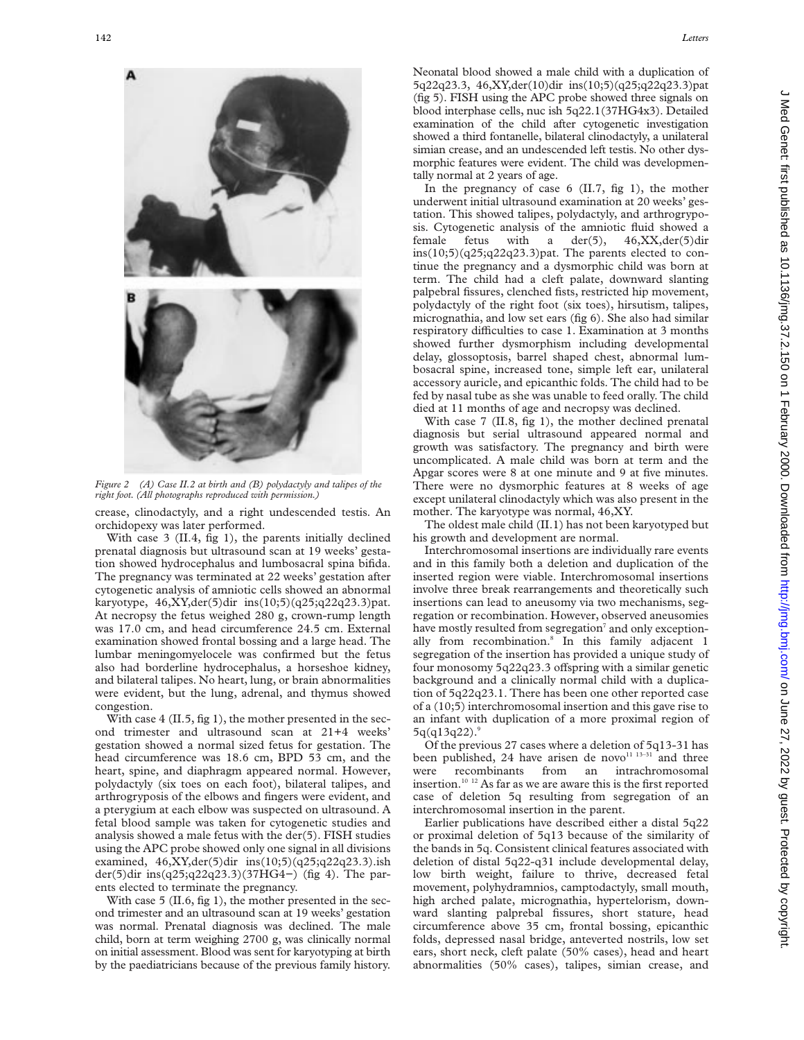*Figure 2 (A) Case II.2 at birth and (B) polydactyly and talipes of the right foot. (All photographs reproduced with permission.)*

crease, clinodactyly, and a right undescended testis. An orchidopexy was later performed.

With case 3 (II.4, fig 1), the parents initially declined prenatal diagnosis but ultrasound scan at 19 weeks' gestation showed hydrocephalus and lumbosacral spina bifida. The pregnancy was terminated at 22 weeks' gestation after cytogenetic analysis of amniotic cells showed an abnormal karyotype, 46,XY,der(5)dir ins(10;5)(q25;q22q23.3)pat. At necropsy the fetus weighed 280 g, crown-rump length was 17.0 cm, and head circumference 24.5 cm. External examination showed frontal bossing and a large head. The lumbar meningomyelocele was confirmed but the fetus also had borderline hydrocephalus, a horseshoe kidney, and bilateral talipes. No heart, lung, or brain abnormalities were evident, but the lung, adrenal, and thymus showed congestion.

With case 4 (II.5, fig 1), the mother presented in the second trimester and ultrasound scan at 21+4 weeks' gestation showed a normal sized fetus for gestation. The head circumference was 18.6 cm, BPD 53 cm, and the heart, spine, and diaphragm appeared normal. However, polydactyly (six toes on each foot), bilateral talipes, and arthrogryposis of the elbows and fingers were evident, and a pterygium at each elbow was suspected on ultrasound. A fetal blood sample was taken for cytogenetic studies and analysis showed a male fetus with the der(5). FISH studies using the APC probe showed only one signal in all divisions examined, 46,XY,der(5)dir ins(10;5)(q25;q22q23.3).ish der(5)dir ins(q25;q22q23.3)(37HG4−) (fig 4). The parents elected to terminate the pregnancy.

With case 5 (II.6, fig 1), the mother presented in the second trimester and an ultrasound scan at 19 weeks' gestation was normal. Prenatal diagnosis was declined. The male child, born at term weighing 2700 g, was clinically normal on initial assessment. Blood was sent for karyotyping at birth by the paediatricians because of the previous family history. Neonatal blood showed a male child with a duplication of 5q22q23.3, 46,XY,der(10)dir ins(10;5)(q25;q22q23.3)pat (fig 5). FISH using the APC probe showed three signals on blood interphase cells, nuc ish 5q22.1(37HG4x3). Detailed examination of the child after cytogenetic investigation showed a third fontanelle, bilateral clinodactyly, a unilateral simian crease, and an undescended left testis. No other dysmorphic features were evident. The child was developmentally normal at 2 years of age.

In the pregnancy of case 6 (II.7, fig 1), the mother underwent initial ultrasound examination at 20 weeks' gestation. This showed talipes, polydactyly, and arthrogryposis. Cytogenetic analysis of the amniotic fluid showed a female fetus with a der(5), 46,XX,der(5)dir ins(10;5)(q25;q22q23.3)pat. The parents elected to continue the pregnancy and a dysmorphic child was born at term. The child had a cleft palate, downward slanting palpebral fissures, clenched fists, restricted hip movement, polydactyly of the right foot (six toes), hirsutism, talipes, micrognathia, and low set ears (fig 6). She also had similar respiratory difficulties to case 1. Examination at 3 months showed further dysmorphism including developmental delay, glossoptosis, barrel shaped chest, abnormal lumbosacral spine, increased tone, simple left ear, unilateral accessory auricle, and epicanthic folds. The child had to be fed by nasal tube as she was unable to feed orally. The child died at 11 months of age and necropsy was declined.

With case 7 (II.8, fig 1), the mother declined prenatal diagnosis but serial ultrasound appeared normal and growth was satisfactory. The pregnancy and birth were uncomplicated. A male child was born at term and the Apgar scores were 8 at one minute and 9 at five minutes. There were no dysmorphic features at 8 weeks of age except unilateral clinodactyly which was also present in the mother. The karyotype was normal, 46,XY.

The oldest male child (II.1) has not been karyotyped but his growth and development are normal.

Interchromosomal insertions are individually rare events and in this family both a deletion and duplication of the inserted region were viable. Interchromosomal insertions involve three break rearrangements and theoretically such insertions can lead to aneusomy via two mechanisms, segregation or recombination. However, observed aneusomies have mostly resulted from segregation[7] and only exceptionally from recombination.[8] In this family adjacent 1 segregation of the insertion has provided a unique study of four monosomy 5q22q23.3 offspring with a similar genetic background and a clinically normal child with a duplication of 5q22q23.1. There has been one other reported case of a (10;5) interchromosomal insertion and this gave rise to an infant with duplication of a more proximal region of 5q(q13q22).[9]

Of the previous 27 cases where a deletion of 5q13-31 has been published, 24 have arisen de novo[11 13–31] and three were recombinants from an intrachromosomal insertion.[10 12] As far as we are aware this is the first reported case of deletion 5q resulting from segregation of an interchromosomal insertion in the parent.

Earlier publications have described either a distal 5q22 or proximal deletion of 5q13 because of the similarity of the bands in 5q. Consistent clinical features associated with deletion of distal 5q22-q31 include developmental delay, low birth weight, failure to thrive, decreased fetal movement, polyhydramnios, camptodactyly, small mouth, high arched palate, micrognathia, hypertelorism, downward slanting palprebal fissures, short stature, head circumference above 35 cm, frontal bossing, epicanthic folds, depressed nasal bridge, anteverted nostrils, low set ears, short neck, cleft palate (50% cases), head and heart abnormalities (50% cases), talipes, simian crease, and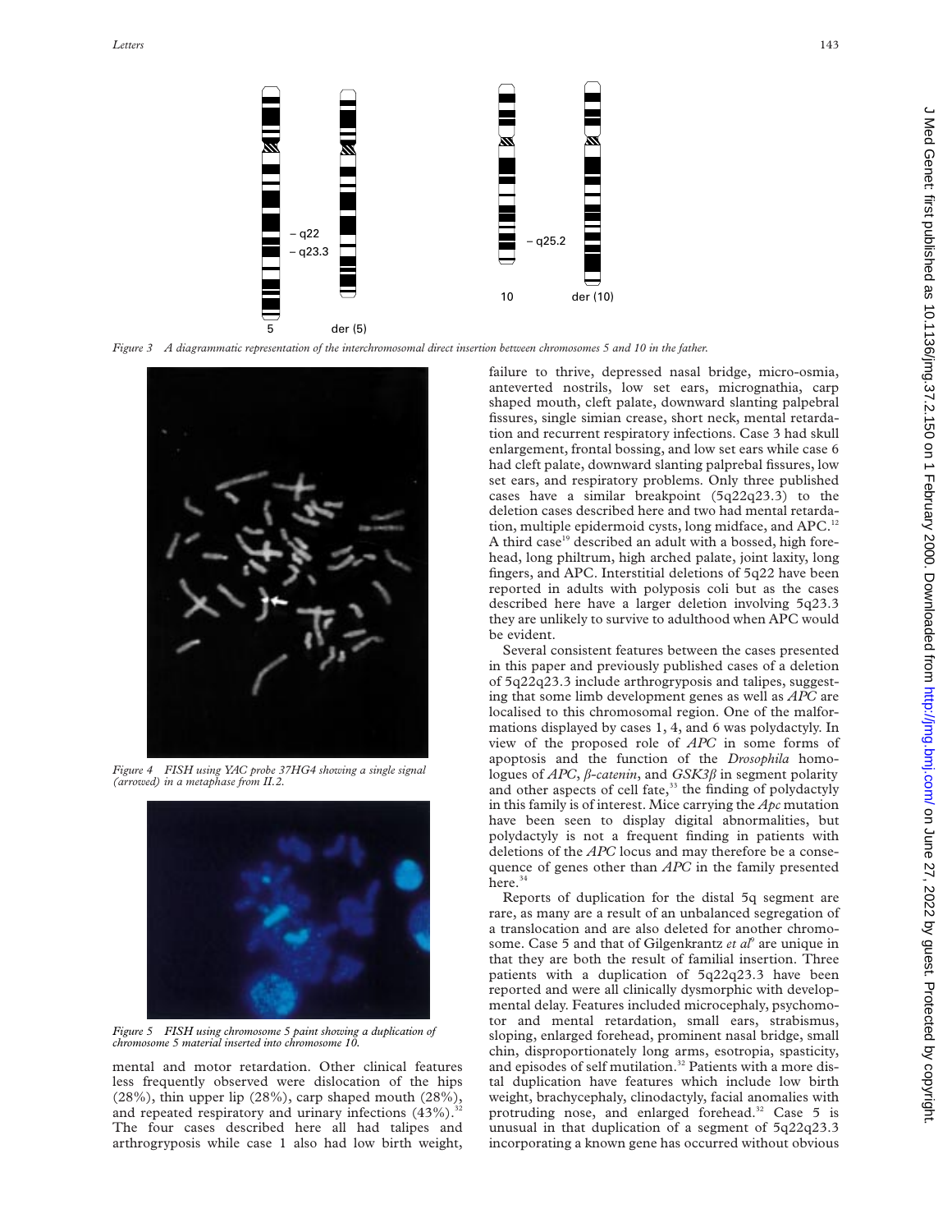Figure 3 A diagrammatic representation of the interchromosomal direct insertion between chromosomes 5 and 10 in the father.

Figure 4 FISH using YAC probe 37HG4 showing a single signal (arrowed) in a metaphase from II.2.

Figure 5 FISH using chromosome 5 paint showing a duplication of chromosome 5 material inserted into chromosome 10.

mental and motor retardation. Other clinical features less frequently observed were dislocation of the hips (28%), thin upper lip (28%), carp shaped mouth (28%), and repeated respiratory and urinary infections (43%).[32] The four cases described here all had talipes and arthrogryposis while case 1 also had low birth weight, failure to thrive, depressed nasal bridge, micro-osmia, anteverted nostrils, low set ears, micrognathia, carp shaped mouth, cleft palate, downward slanting palpebral fissures, single simian crease, short neck, mental retardation and recurrent respiratory infections. Case 3 had skull enlargement, frontal bossing, and low set ears while case 6 had cleft palate, downward slanting palprebal fissures, low set ears, and respiratory problems. Only three published cases have a similar breakpoint (5q22q23.3) to the deletion cases described here and two had mental retardation, multiple epidermoid cysts, long midface, and APC.[12] A third case[19] described an adult with a bossed, high forehead, long philtrum, high arched palate, joint laxity, long fingers, and APC. Interstitial deletions of 5q22 have been reported in adults with polyposis coli but as the cases described here have a larger deletion involving 5q23.3 they are unlikely to survive to adulthood when APC would be evident.

Several consistent features between the cases presented in this paper and previously published cases of a deletion of 5q22q23.3 include arthrogryposis and talipes, suggesting that some limb development genes as well as *APC* are localised to this chromosomal region. One of the malformations displayed by cases 1, 4, and 6 was polydactyly. In view of the proposed role of *APC* in some forms of apoptosis and the function of the *Drosophila* homologues of *APC*, *β-catenin*, and *GSK3β* in segment polarity and other aspects of cell fate,[33] the finding of polydactyly in this family is of interest. Mice carrying the *Apc* mutation have been seen to display digital abnormalities, but polydactyly is not a frequent finding in patients with deletions of the *APC* locus and may therefore be a consequence of genes other than *APC* in the family presented here.[34]

Reports of duplication for the distal 5q segment are rare, as many are a result of an unbalanced segregation of a translocation and are also deleted for another chromosome. Case 5 and that of Gilgenkrantz *et al*[9] are unique in that they are both the result of familial insertion. Three patients with a duplication of 5q22q23.3 have been reported and were all clinically dysmorphic with developmental delay. Features included microcephaly, psychomotor and mental retardation, small ears, strabismus, sloping, enlarged forehead, prominent nasal bridge, small chin, disproportionately long arms, esotropia, spasticity, and episodes of self mutilation.[32] Patients with a more distal duplication have features which include low birth weight, brachycephaly, clinodactyly, facial anomalies with protruding nose, and enlarged forehead.[32] Case 5 is unusual in that duplication of a segment of 5q22q23.3 incorporating a known gene has occurred without obvious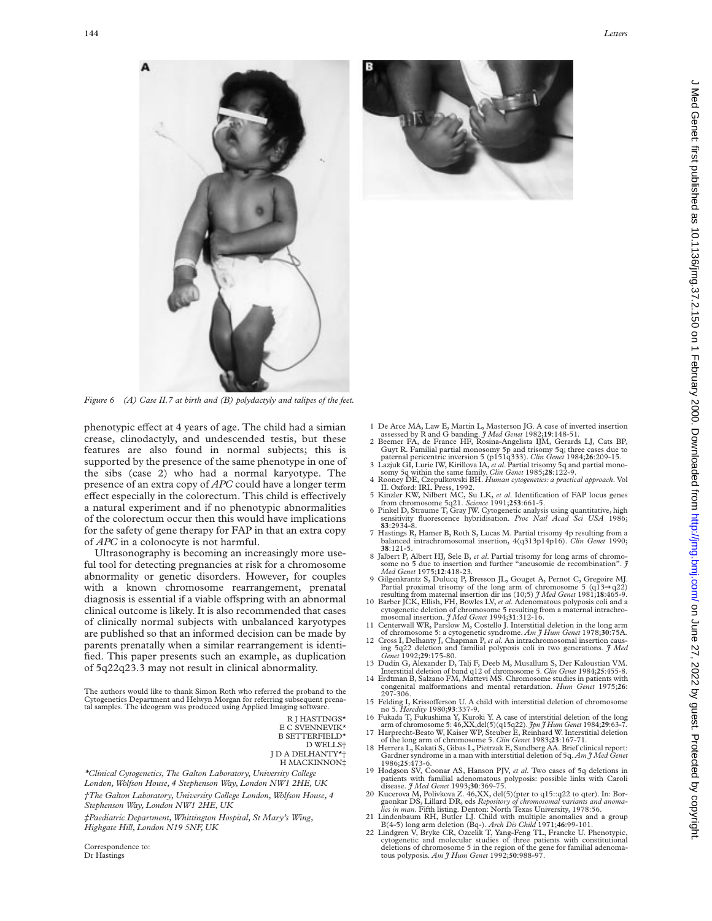*Figure 6 (A) Case II.7 at birth and (B) polydactyly and talipes of the feet.*

phenotypic effect at 4 years of age. The child had a simian crease, clinodactyly, and undescended testis, but these features are also found in normal subjects; this is supported by the presence of the same phenotype in one of the sibs (case 2) who had a normal karyotype. The presence of an extra copy of *APC* could have a longer term effect especially in the colorectum. This child is effectively a natural experiment and if no phenotypic abnormalities of the colorectum occur then this would have implications for the safety of gene therapy for FAP in that an extra copy of *APC* in a colonocyte is not harmful.

Ultrasonography is becoming an increasingly more useful tool for detecting pregnancies at risk for a chromosome abnormality or genetic disorders. However, for couples with a known chromosome rearrangement, prenatal diagnosis is essential if a viable offspring with an abnormal clinical outcome is likely. It is also recommended that cases of clinically normal subjects with unbalanced karyotypes are published so that an informed decision can be made by parents prenatally when a similar rearrangement is identified. This paper presents such an example, as duplication of 5q22q23.3 may not result in clinical abnormality.

The authors would like to thank Simon Roth who referred the proband to the Cytogenetics Department and Helwyn Morgan for referring subsequent prenatal samples. The ideogram was produced using Applied Imaging software.

R J HASTINGS*
E C SVENNEVIK*
B SETTERFIELD*
D WELLS†
J D A DELHANTY*†
H MACKINNON‡

*Clinical Cytogenetics, The Galton Laboratory, University College London, Wolfson House, 4 Stephenson Way, London NW1 2HE, UK*

*†The Galton Laboratory, University College London, Wolfson House, 4 Stephenson Way, London NW1 2HE, UK*

*‡Paediatric Department, Whittington Hospital, St Mary's Wing, Highgate Hill, London N19 5NF, UK*

Correspondence to: Dr Hastings

1 De Arce MA, Law E, Martin L, Masterson JG. A case of inverted insertion assessed by R and G banding. *J Med Genet* 1982;**19**:148-51.
2 Beemer FA, de France HF, Rosina-Angelista IJM, Gerards LJ, Cats BP, Guyt R. Familial partial monosomy 5p and trisomy 5q; three cases due to paternal pericentric inversion 5 (p151q333). *Clin Genet* 1984;**26**:209-15.
3 Lazjuk GI, Lurie IW, Kirillova IA, *et al*. Partial trisomy 5q and partial monosomy 5q within the same family. *Clin Genet* 1985;**28**:122-9.
4 Rooney DE, Czepulkowski BH. *Human cytogenetics: a practical approach*. Vol II. Oxford: IRL Press, 1992.
5 Kinzler KW, Nilbert MC, Su LK, *et al*. Identification of FAP locus genes from chromosome 5q21. *Science* 1991;**253**:661-5.
6 Pinkel D, Straume T, Gray JW. Cytogenetic analysis using quantitative, high sensitivity fluorescence hybridisation. *Proc Natl Acad Sci USA* 1986; **83**:2934-8.
7 Hastings R, Hamer B, Roth S, Lucas M. Partial trisomy 4p resulting from a balanced intrachromosomal insertion, 4(q313p14p16). *Clin Genet* 1990; **38**:121-5.
8 Jalbert P, Albert HJ, Sele B, *et al*. Partial trisomy for long arms of chromosome no 5 due to insertion and further "aneusomie de recombination". *J Med Genet* 1975;**12**:418-23.
9 Gilgenkrantz S, Dulucq P, Bresson JL, Gouget A, Pernot C, Gregoire MJ. Partial proximal trisomy of the long arm of chromosome 5 (q13→q22) resulting from maternal insertion dir ins (10;5) *J Med Genet* 1981;**18**:465-9.
10 Barber JCK, Ellish, FH, Bowles LV, *et al*. Adenomatous polyposis coli and a cytogenetic deletion of chromosome 5 resulting from a maternal intrachromosomal insertion. *J Med Genet* 1994;**31**:312-16.
11 Centerwall WR, Parslow M, Costello J. Interstitial deletion in the long arm of chromosome 5: a cytogenetic syndrome. *Am J Hum Genet* 1978;**30**:75A.
12 Cross I, Delhanty J, Chapman P, *et al*. An intrachromosomal insertion causing 5q22 deletion and familial polyposis coli in two generations. *J Med Genet* 1992;**29**:175-80.
13 Dudin G, Alexander D, Talj F, Deeb M, Musallum S, Der Kaloustian VM. Interstitial deletion of band q12 of chromosome 5. *Clin Genet* 1984;**25**:455-8.
14 Erdtman B, Salzano FM, Mattevi MS. Chromosome studies in patients with congenital malformations and mental retardation. *Hum Genet* 1975;**26**: 297-306.
15 Felding I, Krissofferson U. A child with interstitial deletion of chromosome no 5. *Heredity* 1980;**93**:337-9.
16 Fukada T, Fukushima Y, Kuroki Y. A case of interstitial deletion of the long arm of chromosome 5: 46,XX,del(5)(q15q22). *Jpn J Hum Genet* 1984;**29**:63-7.
17 Harprecht-Beato W, Kaiser WP, Steuber E, Reinhard W. Interstitial deletion of the long arm of chromosome 5. *Clin Genet* 1983;**23**:167-71.
18 Herrera L, Kakati S, Gibas L, Pietrzak E, Sandberg AA. Brief clinical report: Gardner syndrome in a man with interstitial deletion of 5q. *Am J Med Genet* 1986;**25**:473-6.
19 Hodgson SV, Coonar AS, Hanson PJV, *et al*. Two cases of 5q deletions in patients with familial adenomatous polyposis: possible links with Caroli disease. *J Med Genet* 1993;**30**:369-75.
20 Kucerova M, Polivkova Z. 46,XX, del(5)(pter to q15::q22 to qter). In: Borgaonkar DS, Lillard DR, eds *Repository of chromosomal variants and anomalies in man*. Fifth listing. Denton: North Texas University, 1978:56.
21 Lindenbaum RH, Butler LJ. Child with multiple anomalies and a group B(4-5) long arm deletion (Bq-). *Arch Dis Child* 1971;**46**:99-101.
22 Lindgren V, Bryke CR, Ozcelik T, Yang-Feng TL, Francke U. Phenotypic, cytogenetic and molecular studies of three patients with constitutional deletions of chromosome 5 in the region of the gene for familial adenomatous polyposis. *Am J Hum Genet* 1992;**50**:988-97.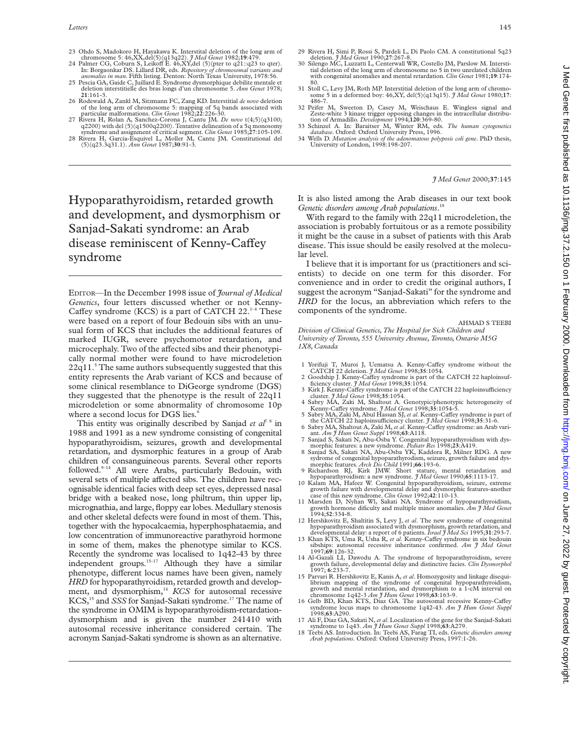23 Ohdo S, Madokoro H, Hayakawa K. Interstital deletion of the long arm of chromosome 5: 46,XX,del(5)(q13q22). *J Med Genet* 1982;**19**:479.
24 Palmer CG, Coburn S, Leikoff E. 46,XY,del (5)(pter to q21::q23 to qter). In: Borgaonkar DS. Lillard DR, eds. *Repository of chromosomal variants and anomalies in man.* Fifth listing. Denton: North Texas University, 1978:56.
25 Pescia GA, Gaide C, Juillard E. Syndrome dysmorphique debilite mentale et deletion interstitielle des bras longs d'un chromosome 5. *Ann Genet* 1978; **21**:161-3.
26 Rodewald A, Zankl M, Sitzmann FC, Zang KD. Interstitial *de novo* deletion of the long arm of chromosome 5: mapping of 5q bands associated with particular malformations. *Clin Genet* 1982;**22**:226-30.
27 Rivera H, Rolan A, Sanchez-Corona J, Cantu JM. *De novo* t(4;5)(q3100; q2200) with del (5)(q1500q2200). Tentative delineation of a 5q monosomy syndrome and assignment of critical segment. *Clin Genet* 1985;**27**:105-109.
28 Rivera H, Garcia-Esquivel L, Moller M, Cantu JM. Constitutional del (5)(q23.3q31.1). *Ann Genet* 1987;**30**:91-3.
29 Rivera H, Simi P, Rossi S, Pardeli L, Di Paolo CM. A constitutional 5q23 deletion. *J Med Genet* 1990;**27**:267-8.
30 Silengo MC, Luzzatti L, Centerwall WR, Costello JM, Parslow M. Interstitial deletion of the long arm of chromosome no 5 in two unrelated children with congenital anomalies and mental retardation. *Clin Genet* 1981;**19**:174-80.
31 Stoll C, Levy JM, Roth MP. Interstitial deletion of the long arm of chromosome 5 in a deformed boy: 46,XY, del(5)(q13q15). *J Med Genet* 1980;**17**: 486-7.
32 Peifer M, Sweeton D, Casey M, Weischaus E. Wingless signal and Zeste-white 3 kinase trigger opposing changes in the intracellular distribution of Armadillo. *Development* 1994;**120**:369-80.
33 Schinzel A. In: Baraitser M, Winter RM, eds. *The human cytogenetics database*. Oxford: Oxford University Press, 1996.
34 Wells D. *Mutation analysis of the adenomatous polyposis coli gene*. PhD thesis, University of London, 1998:198-207.

# Hypoparathyroidism, retarded growth and development, and dysmorphism or Sanjad-Sakati syndrome: an Arab disease reminiscent of Kenny-Caffey syndrome

EDITOR—In the December 1998 issue of *Journal of Medical Genetics*, four letters discussed whether or not Kenny-Caffey syndrome (KCS) is a part of CATCH 22.[1–4] These were based on a report of four Bedouin sibs with an unusual form of KCS that includes the additional features of marked IUGR, severe psychomotor retardation, and microcephaly. Two of the affected sibs and their phenotypically normal mother were found to have microdeletion 22q11.[5] The same authors subsequently suggested that this entity represents the Arab variant of KCS and because of some clinical resemblance to DiGeorge syndrome (DGS) they suggested that the phenotype is the result of 22q11 microdeletion or some abnormality of chromosome 10p where a second locus for DGS lies.[6]

This entity was originally described by Sanjad *et al*[7 8] in 1988 and 1991 as a new syndrome consisting of congenital hypoparathyroidism, seizures, growth and developmental retardation, and dysmorphic features in a group of Arab children of consanguineous parents. Several other reports followed.[9–14] All were Arabs, particularly Bedouin, with several sets of multiple affected sibs. The children have recognisable identical facies with deep set eyes, depressed nasal bridge with a beaked nose, long philtrum, thin upper lip, micrognathia, and large, floppy ear lobes. Medullary stenosis and other skeletal defects were found in most of them. This, together with the hypocalcaemia, hyperphosphataemia, and low concentration of immunoreactive parathyroid hormone in some of them, makes the phenotype similar to KCS. Recently the syndrome was localised to 1q42-43 by three independent groups.[15–17] Although they have a similar phenotype, different locus names have been given, namely *HRD* for hypoparathyroidism, retarded growth and development, and dysmorphism,[14] *KCS* for autosomal recessive KCS,[15] and *SSS* for Sanjad-Sakati syndrome.[17] The name of the syndrome in OMIM is hypoparathyroidism-retardation-dysmorphism and is given the number 241410 with autosomal recessive inheritance considered certain. The acronym Sanjad-Sakati syndrome is shown as an alternative. It is also listed among the Arab diseases in our text book *Genetic disorders among Arab populations*.[18]

With regard to the family with 22q11 microdeletion, the association is probably fortuitous or as a remote possibility it might be the cause in a subset of patients with this Arab disease. This issue should be easily resolved at the molecular level.

I believe that it is important for us (practitioners and scientists) to decide on one term for this disorder. For convenience and in order to credit the original authors, I suggest the acronym "Sanjad-Sakati" for the syndrome and *HRD* for the locus, an abbreviation which refers to the components of the syndrome.

AHMAD S TEEBI

*Division of Clinical Genetics, The Hospital for Sick Children and University of Toronto, 555 University Avenue, Toronto, Ontario M5G 1X8, Canada*

1 Yorifuji T, Muroi J, Uematsu A. Kenny-Caffey syndrome without the CATCH 22 deletion. *J Med Genet* 1998;**35**:1054.
2 Goodship J. Kenny-Caffey syndrome is part of the CATCH 22 haploinsufficiency cluster. *J Med Genet* 1998;**35**:1054.
3 Kirk J. Kenny-Caffey syndrome is part of the CATCH 22 haploinsufficiency cluster. *J Med Genet* 1998;**35**:1054.
4 Sabry MA, Zaki M, Shaltout A. Genotypic/phenotypic heterogeneity of Kenny-Caffey syndrome. *J Med Genet* 1998;**35**:1054-5.
5 Sabry MA, Zaki M, Abul Hassan SJ, *et al*. Kenny-Caffey syndrome is part of the CATCH 22 haploinsufficiency cluster. *J Med Genet* 1998;**35**:31-6.
6 Sabry MA, Shaltout A, Zaki M, *et al*. Kenny-Caffey syndrome: an Arab variant. *Am J Hum Genet Suppl* 1998;**63**:A118.
7 Sanjad S, Sakati N, Abu-Osba Y. Congenital hypoparathyroidism with dysmorphic features: a new syndrome. *Pediatr Res* 1998;**23**:A419.
8 Sanjad SA, Sakati NA, Abu-Osba YK, Kaddora R, Milner RDG. A new sydrome of congenital hypoparathyrodism, seizure, growth failure and dysmorphic features. *Arch Dis Child* 1991;**66**:193-6.
9 Richardson RJ, Kirk JMW. Short stature, mental retardation and hypoparathyroidism: a new syndrome. *J Med Genet* 1990;**65**:1113-17.
10 Kalam MA, Hafeez W. Congenital hypoparathyroidism, seizure, extreme growth failure with developmental delay and dysmorphic features-another case of this new syndrome. *Clin Genet* 1992;**42**:110-13.
11 Marsden D, Nyhan Wl, Sakati NA. Syndrome of hypoparathyroidism, growth hormone dificulty and multiple minor anomalies. *Am J Med Genet* 1994;**52**:334-8.
12 Hershkovitz E, Shaltitin S, Levy J, *et al*. The new syndrome of congenital hypoparathyroidism associated with dysmorphism, growth retardation, and developmental delay: a report of 6 patients. *Israel J Med Sci* 1995;**31**:293-7.
13 Khan KTS, Uma R, Usha R, *et al*. Kenny-Caffey syndrome in six bedouin sibships: autosomal recessive inheritance confirmed. *Am J Med Genet* 1997;**69**:126-32.
14 Al-Gazali LI, Dawodu A. The syndrome of hypoparathyroidism, severe growth failure, developmental delay and distinctive facies. *Clin Dysmorphol* 1997; **6**:233-7.
15 Parvari R. Hershkovitz E, Kanis A, *et al*. Homozygosity and linkage disequilibrium mapping of the syndrome of congenital hypoparathyroidism, growth and mental retardation, and dysmorphism to a 1-cM interval on chromosome 1q42-3 *Am J Hum Genet* 1998;**63**:163-9.
16 Gelb BD, Khan KTS, Diaz GA. The autosomal recessive Kenny-Caffey syndrome locus maps to chromosome 1q42-43. *Am J Hum Genet Suppl* 1998;**63**:A290.
17 Ali F, Diaz GA, Sakati N, *et al*. Localization of the gene for the Sanjad-Sakati syndrome to 1q43. *Am J Hum Genet Suppl* 1998;**63**:A279.
18 Teebi AS. Introduction. In: Teebi AS, Farag TI, eds. *Genetic disorders among Arab populations*. Oxford: Oxford University Press, 1997:1-26.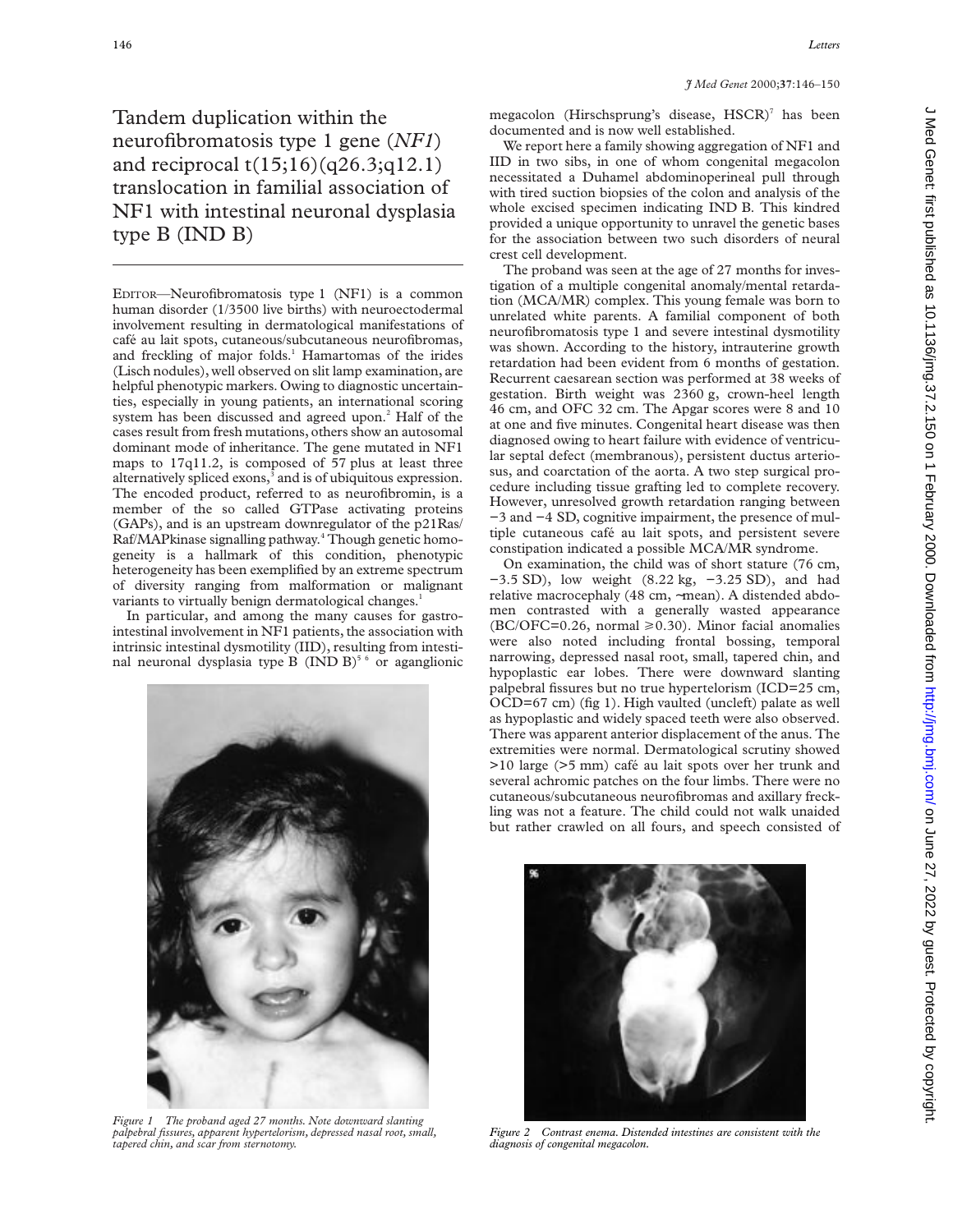# Tandem duplication within the neurofibromatosis type 1 gene (*NF1*) and reciprocal t(15;16)(q26.3;q12.1) translocation in familial association of NF1 with intestinal neuronal dysplasia type B (IND B)

EDITOR—Neurofibromatosis type 1 (NF1) is a common human disorder (1/3500 live births) with neuroectodermal involvement resulting in dermatological manifestations of café au lait spots, cutaneous/subcutaneous neurofibromas, and freckling of major folds.[1] Hamartomas of the irides (Lisch nodules), well observed on slit lamp examination, are helpful phenotypic markers. Owing to diagnostic uncertainties, especially in young patients, an international scoring system has been discussed and agreed upon.[2] Half of the cases result from fresh mutations, others show an autosomal dominant mode of inheritance. The gene mutated in NF1 maps to 17q11.2, is composed of 57 plus at least three alternatively spliced exons,[3] and is of ubiquitous expression. The encoded product, referred to as neurofibromin, is a member of the so called GTPase activating proteins (GAPs), and is an upstream downregulator of the p21Ras/Raf/MAPkinase signalling pathway.[4] Though genetic homogeneity is a hallmark of this condition, phenotypic heterogeneity has been exemplified by an extreme spectrum of diversity ranging from malformation or malignant variants to virtually benign dermatological changes.[1]

In particular, and among the many causes for gastrointestinal involvement in NF1 patients, the association with intrinsic intestinal dysmotility (IID), resulting from intestinal neuronal dysplasia type B (IND B)[5,6] or aganglionic megacolon (Hirschsprung's disease, HSCR)[7] has been documented and is now well established.

We report here a family showing aggregation of NF1 and IID in two sibs, in one of whom congenital megacolon necessitated a Duhamel abdominoperineal pull through with tired suction biopsies of the colon and analysis of the whole excised specimen indicating IND B. This kindred provided a unique opportunity to unravel the genetic bases for the association between two such disorders of neural crest cell development.

The proband was seen at the age of 27 months for investigation of a multiple congenital anomaly/mental retardation (MCA/MR) complex. This young female was born to unrelated white parents. A familial component of both neurofibromatosis type 1 and severe intestinal dysmotility was shown. According to the history, intrauterine growth retardation had been evident from 6 months of gestation. Recurrent caesarean section was performed at 38 weeks of gestation. Birth weight was 2360 g, crown-heel length 46 cm, and OFC 32 cm. The Apgar scores were 8 and 10 at one and five minutes. Congenital heart disease was then diagnosed owing to heart failure with evidence of ventricular septal defect (membranous), persistent ductus arteriosus, and coarctation of the aorta. A two step surgical procedure including tissue grafting led to complete recovery. However, unresolved growth retardation ranging between −3 and −4 SD, cognitive impairment, the presence of multiple cutaneous café au lait spots, and persistent severe constipation indicated a possible MCA/MR syndrome.

On examination, the child was of short stature (76 cm, −3.5 SD), low weight (8.22 kg, −3.25 SD), and had relative macrocephaly (48 cm, ~mean). A distended abdomen contrasted with a generally wasted appearance (BC/OFC=0.26, normal ≥0.30). Minor facial anomalies were also noted including frontal bossing, temporal narrowing, depressed nasal root, small, tapered chin, and hypoplastic ear lobes. There were downward slanting palpebral fissures but no true hypertelorism (ICD=25 cm, OCD=67 cm) (fig 1). High vaulted (uncleft) palate as well as hypoplastic and widely spaced teeth were also observed. There was apparent anterior displacement of the anus. The extremities were normal. Dermatological scrutiny showed >10 large (>5 mm) café au lait spots over her trunk and several achromic patches on the four limbs. There were no cutaneous/subcutaneous neurofibromas and axillary freckling was not a feature. The child could not walk unaided but rather crawled on all fours, and speech consisted of

*Figure 1 The proband aged 27 months. Note downward slanting palpebral fissures, apparent hypertelorism, depressed nasal root, small, tapered chin, and scar from sternotomy.*

*Figure 2 Contrast enema. Distended intestines are consistent with the diagnosis of congenital megacolon.*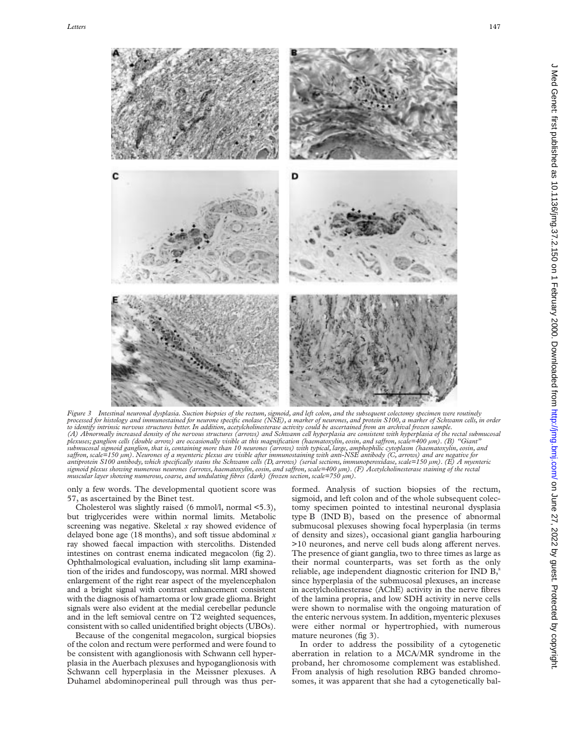Figure 3 Intestinal neuronal dysplasia. Suction biopsies of the rectum, sigmoid, and left colon, and the subsequent colectomy specimen were routinely processed for histology and immunostained for neurone specific enolase (NSE), a marker of neurones, and protein S100, a marker of Schwann cells, in order to identify intrinsic nervous structures better. In addition, acetylcholinesterase activity could be ascertained from an archival frozen sample. (A) Abnormally increased density of the nervous structures (arrows) and Schwann cell hyperplasia are consistent with hyperplasia of the rectal submucosal plexuses; ganglion cells (double arrow) are occasionally visible at this magnification (haematoxylin, eosin, and saffron, scale=400 µm). (B) "Giant" submucosal sigmoid ganglion, that is, containing more than 10 neurones (arrows) with typical, large, amphophilic cytoplasm (haematoxylin, eosin, and saffron, scale=150 µm). Neurones of a myenteric plexus are visible after immunostaining with anti-NSE antibody (C, arrows) and are negative for antiprotein S100 antibody, which specifically stains the Schwann cells (D, arrows) (serial sections, immunoperoxidase, scale=150 µm). (E) A myenteric sigmoid plexus showing numerous neurones (arrows, haematoxylin, eosin, and saffron, scale=400 µm). (F) Acetylcholinesterase staining of the rectal muscular layer showing numerous, coarse, and undulating fibres (dark) (frozen section, scale=750 µm).

only a few words. The developmental quotient score was 57, as ascertained by the Binet test.

Cholesterol was slightly raised (6 mmol/l, normal <5.3), but triglycerides were within normal limits. Metabolic screening was negative. Skeletal *x* ray showed evidence of delayed bone age (18 months), and soft tissue abdominal *x* ray showed faecal impaction with stercoliths. Distended intestines on contrast enema indicated megacolon (fig 2). Ophthalmological evaluation, including slit lamp examination of the irides and fundoscopy, was normal. MRI showed enlargement of the right rear aspect of the myelencephalon and a bright signal with contrast enhancement consistent with the diagnosis of hamartoma or low grade glioma. Bright signals were also evident at the medial cerebellar peduncle and in the left semioval centre on T2 weighted sequences, consistent with so called unidentified bright objects (UBOs).

Because of the congenital megacolon, surgical biopsies of the colon and rectum were performed and were found to be consistent with aganglionosis with Schwann cell hyperplasia in the Auerbach plexuses and hypoganglionosis with Schwann cell hyperplasia in the Meissner plexuses. A Duhamel abdominoperineal pull through was thus performed. Analysis of suction biopsies of the rectum, sigmoid, and left colon and of the whole subsequent colectomy specimen pointed to intestinal neuronal dysplasia type B (IND B), based on the presence of abnormal submucosal plexuses showing focal hyperplasia (in terms of density and sizes), occasional giant ganglia harbouring >10 neurones, and nerve cell buds along afferent nerves. The presence of giant ganglia, two to three times as large as their normal counterparts, was set forth as the only reliable, age independent diagnostic criterion for IND B,[8] since hyperplasia of the submucosal plexuses, an increase in acetylcholinesterase (AChE) activity in the nerve fibres of the lamina propria, and low SDH activity in nerve cells were shown to normalise with the ongoing maturation of the enteric nervous system. In addition, myenteric plexuses were either normal or hypertrophied, with numerous mature neurones (fig 3).

In order to address the possibility of a cytogenetic aberration in relation to a MCA/MR syndrome in the proband, her chromosome complement was established. From analysis of high resolution RBG banded chromosomes, it was apparent that she had a cytogenetically bal-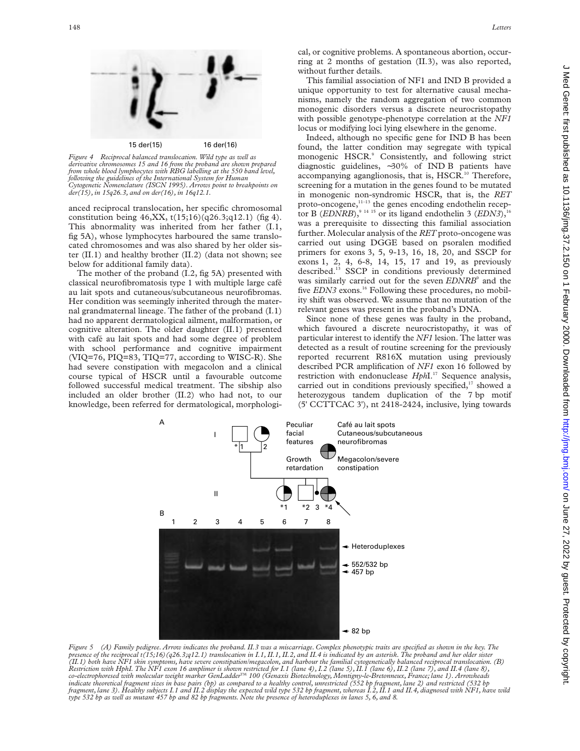Figure 4 Reciprocal balanced translocation. Wild type as well as derivative chromosomes 15 and 16 from the proband are shown prepared from whole blood lymphocytes with RBG labelling at the 550 band level, following the guidelines of the International System for Human Cytogenetic Nomenclature (ISCN 1995). Arrows point to breakpoints on der(15), in 15q26.3, and on der(16), in 16q12.1.

anced reciprocal translocation, her specific chromosomal constitution being 46,XX, t(15;16)(q26.3;q12.1) (fig 4). This abnormality was inherited from her father (I.1, fig 5A), whose lymphocytes harboured the same translocated chromosomes and was also shared by her older sister (II.1) and healthy brother (II.2) (data not shown; see below for additional family data).

The mother of the proband (I.2, fig 5A) presented with classical neurofibromatosis type 1 with multiple large café au lait spots and cutaneous/subcutaneous neurofibromas. Her condition was seemingly inherited through the maternal grandmaternal lineage. The father of the proband (I.1) had no apparent dermatological ailment, malformation, or cognitive alteration. The older daughter (II.1) presented with café au lait spots and had some degree of problem with school performance and cognitive impairment (VIQ=76, PIQ=83, TIQ=77, according to WISC-R). She had severe constipation with megacolon and a clinical course typical of HSCR until a favourable outcome followed successful medical treatment. The sibship also included an older brother (II.2) who had not, to our knowledge, been referred for dermatological, morphological, or cognitive problems. A spontaneous abortion, occurring at 2 months of gestation (II.3), was also reported, without further details.

This familial association of NF1 and IND B provided a unique opportunity to test for alternative causal mechanisms, namely the random aggregation of two common monogenic disorders versus a discrete neurocristopathy with possible genotype-phenotype correlation at the *NF1* locus or modifying loci lying elsewhere in the genome.

Indeed, although no specific gene for IND B has been found, the latter condition may segregate with typical monogenic HSCR.[9] Consistently, and following strict diagnostic guidelines, ~30% of IND B patients have accompanying aganglionosis, that is, HSCR.[10] Therefore, screening for a mutation in the genes found to be mutated in monogenic non-syndromic HSCR, that is, the *RET* proto-oncogene,[11–13] the genes encoding endothelin receptor B (*EDNRB*),[9 14 15] or its ligand endothelin 3 (*EDN3*),[16] was a prerequisite to dissecting this familial association further. Molecular analysis of the *RET* proto-oncogene was carried out using DGGE based on psoralen modified primers for exons 3, 5, 9-13, 16, 18, 20, and SSCP for exons 1, 2, 4, 6-8, 14, 15, 17 and 19, as previously described.[13] SSCP in conditions previously determined was similarly carried out for the seven *EDNRB*[9] and the five *EDN3* exons.[16] Following these procedures, no mobility shift was observed. We assume that no mutation of the relevant genes was present in the proband's DNA.

Since none of these genes was faulty in the proband, which favoured a discrete neurocristopathy, it was of particular interest to identify the *NF1* lesion. The latter was detected as a result of routine screening for the previously reported recurrent R816X mutation using previously described PCR amplification of *NF1* exon 16 followed by restriction with endonuclease *Hph*I.[17] Sequence analysis, carried out in conditions previously specified,[17] showed a heterozygous tandem duplication of the 7 bp motif (5' CCTTCAC 3'), nt 2418-2424, inclusive, lying towards

Figure 5 (A) Family pedigree. Arrow indicates the proband. II.3 was a miscarriage. Complex phenotypic traits are specified as shown in the key. The presence of the reciprocal t(15;16)(q26.3;q12.1) translocation in I.1, II.1, II.2, and II.4 is indicated by an asterisk. The proband and her older sister (II.1) both have NF1 skin symptoms, have severe constipation/megacolon, and harbour the familial cytogenetically balanced reciprocal translocation. (B) Restriction with HphI. The NF1 exon 16 amplimer is shown restricted for I.1 (lane 4), I.2 (lane 5), II.1 (lane 6), II.2 (lane 7), and II.4 (lane 8), co-electrophoresed with molecular weight marker GenLadder™ 100 (Genaxis Biotechnology, Montigny-le-Bretonneux, France; lane 1). Arrowheads indicate theoretical fragment sizes in base pairs (bp) as compared to a healthy control, unrestricted (552 bp fragment, lane 2) and restricted (532 bp fragment, lane 3). Healthy subjects I.1 and II.2 display the expected wild type 532 bp fragment, whereas I.2, II.1 and II.4, diagnosed with NF1, have wild type 532 bp as well as mutant 457 bp and 82 bp fragments. Note the presence of heteroduplexes in lanes 5, 6, and 8.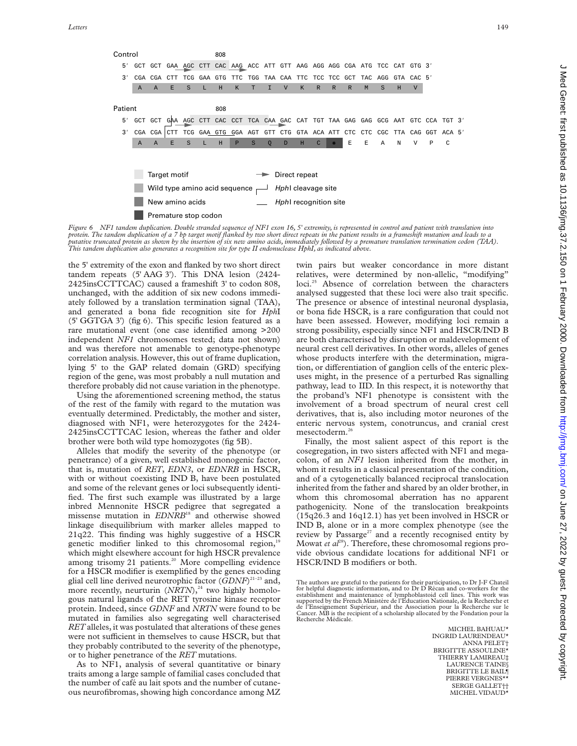Control

```
                              808
5′  GCT GCT GAA AGC CTT CAC AAG ACC ATT GTT AAG AGG AGG CGA ATG TCC CAT GTG 3′
3′  CGA CGA CTT TCG GAA GTG TTC TGG TAA CAA TTC TCC TCC GCT TAC AGG GTA CAC 5′
     A   A   E   S   L   H   K   T   I   V   K   R   R   R   M   S   H   V
```

Patient

```
                              808
5′  GCT GCT GAA AGC CTT CAC CCT TCA CAA GAC CAT TGT TAA GAG GAG GCG AAT GTC CCA TGT 3′
3′  CGA CGA CTT TCG GAA GTG GGA AGT GTT CTG GTA ACA ATT CTC CTC CGC TTA CAG GGT ACA 5′
     A   A   E   S   L   H   P   S   Q   D   H   C   *   E   E   A   N   V   P   C
```

Target motif — Direct repeat — Wild type amino acid sequence — *Hph*I cleavage site — New amino acids — *Hph*I recognition site — Premature stop codon

*Figure 6 NF1 tandem duplication. Double stranded sequence of NF1 exon 16, 5′ extremity, is represented in control and patient with translation into protein. The tandem duplication of a 7 bp target motif flanked by two short direct repeats in the patient results in a frameshift mutation and leads to a putative truncated protein as shown by the insertion of six new amino acids, immediately followed by a premature translation termination codon (TAA). This tandem duplication also generates a recognition site for type II endonuclease HphI, as indicated above.*

the 5′ extremity of the exon and flanked by two short direct tandem repeats (5′ AAG 3′). This DNA lesion (2424-2425insCCTTCAC) caused a frameshift 3′ to codon 808, unchanged, with the addition of six new codons immediately followed by a translation termination signal (TAA), and generated a bona fide recognition site for *Hph*I (5′ GGTGA 3′) (fig 6). This specific lesion featured as a rare mutational event (one case identified among >200 independent *NF1* chromosomes tested; data not shown) and was therefore not amenable to genotype-phenotype correlation analysis. However, this out of frame duplication, lying 5′ to the GAP related domain (GRD) specifying region of the gene, was most probably a null mutation and therefore probably did not cause variation in the phenotype.

Using the aforementioned screening method, the status of the rest of the family with regard to the mutation was eventually determined. Predictably, the mother and sister, diagnosed with NF1, were heterozygotes for the 2424-2425insCCTTCAC lesion, whereas the father and older brother were both wild type homozygotes (fig 5B).

Alleles that modify the severity of the phenotype (or penetrance) of a given, well established monogenic factor, that is, mutation of *RET*, *EDN3*, or *EDNRB* in HSCR, with or without coexisting IND B, have been postulated and some of the relevant genes or loci subsequently identified. The first such example was illustrated by a large inbred Mennonite HSCR pedigree that segregated a missense mutation in *EDNRB*[18] and otherwise showed linkage disequilibrium with marker alleles mapped to 21q22. This finding was highly suggestive of a HSCR genetic modifier linked to this chromosomal region,[19] which might elsewhere account for high HSCR prevalence among trisomy 21 patients.[20] More compelling evidence for a HSCR modifier is exemplified by the genes encoding glial cell line derived neurotrophic factor (*GDNF*)[21–23] and, more recently, neurturin (*NRTN*),[24] two highly homologous natural ligands of the RET tyrosine kinase receptor protein. Indeed, since *GDNF* and *NRTN* were found to be mutated in families also segregating well characterised *RET* alleles, it was postulated that alterations of these genes were not sufficient in themselves to cause HSCR, but that they probably contributed to the severity of the phenotype, or to higher penetrance of the *RET* mutations.

As to NF1, analysis of several quantitative or binary traits among a large sample of familial cases concluded that the number of café au lait spots and the number of cutaneous neurofibromas, showing high concordance among MZ twin pairs but weaker concordance in more distant relatives, were determined by non-allelic, "modifying" loci.[25] Absence of correlation between the characters analysed suggested that these loci were also trait specific. The presence or absence of intestinal neuronal dysplasia, or bona fide HSCR, is a rare configuration that could not have been assessed. However, modifying loci remain a strong possibility, especially since NF1 and HSCR/IND B are both characterised by disruption or maldevelopment of neural crest cell derivatives. In other words, alleles of genes whose products interfere with the determination, migration, or differentiation of ganglion cells of the enteric plexuses might, in the presence of a perturbed Ras signalling pathway, lead to IID. In this respect, it is noteworthy that the proband's NF1 phenotype is consistent with the involvement of a broad spectrum of neural crest cell derivatives, that is, also including motor neurones of the enteric nervous system, conotruncus, and cranial crest mesectoderm.[26]

Finally, the most salient aspect of this report is the cosegregation, in two sisters affected with NF1 and megacolon, of an *NF1* lesion inherited from the mother, in whom it results in a classical presentation of the condition, and of a cytogenetically balanced reciprocal translocation inherited from the father and shared by an older brother, in whom this chromosomal aberration has no apparent pathogenicity. None of the translocation breakpoints (15q26.3 and 16q12.1) has yet been involved in HSCR or IND B, alone or in a more complex phenotype (see the review by Passarge[27] and a recently recognised entity by Mowat *et al*[28]). Therefore, these chromosomal regions provide obvious candidate locations for additional NF1 or HSCR/IND B modifiers or both.

The authors are grateful to the patients for their participation, to Dr J-F Chateil for helpful diagnostic information, and to Dr D Récan and co-workers for the establishment and maintenance of lymphoblastoid cell lines. This work was supported by the French Ministère de l'Education Nationale, de la Recherche et de l'Enseignement Supérieur, and the Association pour la Recherche sur le Cancer. MB is the recipient of a scholarship allocated by the Fondation pour la Recherche Médicale.

MICHEL BAHUAU*
INGRID LAURENDEAU*
ANNA PELET†
BRIGITTE ASSOULINE*
THIERRY LAMIREAU‡
LAURENCE TAINE§
BRIGITTE LE BAIL¶
PIERRE VERGNES**
SERGE GALLET††
MICHEL VIDAUD*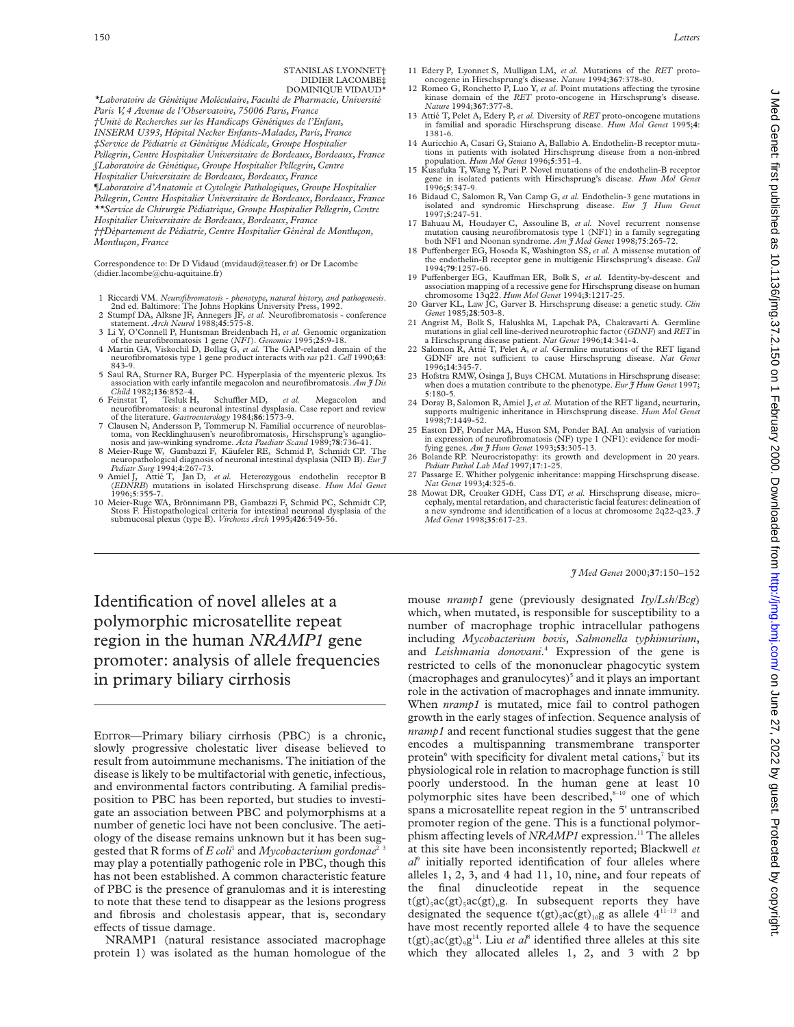STANISLAS LYONNET†
DIDIER LACOMBE‡
DOMINIQUE VIDAUD*

*Laboratoire de Génétique Moléculaire, Faculté de Pharmacie, Université Paris V, 4 Avenue de l'Observatoire, 75006 Paris, France*
*†Unité de Recherches sur les Handicaps Génétiques de l'Enfant, INSERM U393, Hôpital Necker Enfants-Malades, Paris, France*
*‡Service de Pédiatrie et Génétique Médicale, Groupe Hospitalier Pellegrin, Centre Hospitalier Universitaire de Bordeaux, Bordeaux, France*
*§Laboratoire de Génétique, Groupe Hospitalier Pellegrin, Centre Hospitalier Universitaire de Bordeaux, Bordeaux, France*
*¶Laboratoire d'Anatomie et Cytologie Pathologiques, Groupe Hospitalier Pellegrin, Centre Hospitalier Universitaire de Bordeaux, Bordeaux, France*
*\*\*Service de Chirurgie Pédiatrique, Groupe Hospitalier Pellegrin, Centre Hospitalier Universitaire de Bordeaux, Bordeaux, France*
*††Département de Pédiatrie, Centre Hospitalier Général de Montluçon, Montluçon, France*

Correspondence to: Dr D Vidaud (mvidaud@teaser.fr) or Dr Lacombe (didier.lacombe@chu-aquitaine.fr)

1 Riccardi VM. *Neurofibromatosis - phenotype, natural history, and pathogenesis*. 2nd ed. Baltimore: The Johns Hopkins University Press, 1992.
2 Stumpf DA, Alksne JF, Annegers JF, *et al.* Neurofibromatosis - conference statement. *Arch Neurol* 1988;**45**:575-8.
3 Li Y, O'Connell P, Huntsman Breidenbach H, *et al.* Genomic organization of the neurofibromatosis 1 gene (*NF1*). *Genomics* 1995;**25**:9-18.
4 Martin GA, Viskochil D, Bollag G, *et al.* The GAP-related domain of the neurofibromatosis type 1 gene product interacts with *ras* p21. *Cell* 1990;**63**: 843-9.
5 Saul RA, Sturner RA, Burger PC. Hyperplasia of the myenteric plexus. Its association with early infantile megacolon and neurofibromatosis. *Am J Dis Child* 1982;**136**:852–4.
6 Feinstat T, Tesluk H, Schuffler MD, *et al.* Megacolon and neurofibromatosis: a neuronal intestinal dysplasia. Case report and review of the literature. *Gastroenterology* 1984;**86**:1573-9.
7 Clausen N, Andersson P, Tommerup N. Familial occurrence of neuroblastoma, von Recklinghausen's neurofibromatosis, Hirschsprung's aganglionosis and jaw-winking syndrome. *Acta Paediatr Scand* 1989;**78**:736-41.
8 Meier-Ruge W, Gambazzi F, Käufeler RE, Schmid P, Schmidt CP. The neuropathological diagnosis of neuronal intestinal dysplasia (NID B). *Eur J Pediatr Surg* 1994;**4**:267-73.
9 Amiel J, Attié T, Jan D, *et al.* Heterozygous endothelin receptor B (*EDNRB*) mutations in isolated Hirschsprung disease. *Hum Mol Genet* 1996;**5**:355-7.
10 Meier-Ruge WA, Brönnimann PB, Gambazzi F, Schmid PC, Schmidt CP, Stoss F. Histopathological criteria for intestinal neuronal dysplasia of the submucosal plexus (type B). *Virchows Arch* 1995;**426**:549-56.
11 Edery P, Lyonnet S, Mulligan LM, *et al.* Mutations of the *RET* proto-oncogene in Hirschsprung's disease. *Nature* 1994;**367**:378-80.
12 Romeo G, Ronchetto P, Luo Y, *et al.* Point mutations affecting the tyrosine kinase domain of the *RET* proto-oncogene in Hirschsprung's disease. *Nature* 1994;**367**:377-8.
13 Attié T, Pelet A, Edery P, *et al.* Diversity of *RET* proto-oncogene mutations in familial and sporadic Hirschsprung disease. *Hum Mol Genet* 1995;**4**: 1381-6.
14 Auricchio A, Casari G, Staiano A, Ballabio A. Endothelin-B receptor mutations in patients with isolated Hirschsprung disease from a non-inbred population. *Hum Mol Genet* 1996;**5**:351-4.
15 Kusafuka T, Wang Y, Puri P. Novel mutations of the endothelin-B receptor gene in isolated patients with Hirschsprung's disease. *Hum Mol Genet* 1996;**5**:347-9.
16 Bidaud C, Salomon R, Van Camp G, *et al.* Endothelin-3 gene mutations in isolated and syndromic Hirschsprung disease. *Eur J Hum Genet* 1997;**5**:247-51.
17 Bahuau M, Houdayer C, Assouline B, *et al.* Novel recurrent nonsense mutation causing neurofibromatosis type 1 (NF1) in a family segregating both NF1 and Noonan syndrome. *Am J Med Genet* 1998;**75**:265-72.
18 Puffenberger EG, Hosoda K, Washington SS, *et al.* A missense mutation of the endothelin-B receptor gene in multigenic Hirschsprung's disease. *Cell* 1994;**79**:1257-66.
19 Puffenberger EG, Kauffman ER, Bolk S, *et al.* Identity-by-descent and association mapping of a recessive gene for Hirschsprung disease on human chromosome 13q22. *Hum Mol Genet* 1994;**3**:1217-25.
20 Garver KL, Law JC, Garver B. Hirschsprung disease: a genetic study. *Clin Genet* 1985;**28**:503-8.
21 Angrist M, Bolk S, Halushka M, Lapchak PA, Chakravarti A. Germline mutations in glial cell line-derived neurotrophic factor (*GDNF*) and *RET* in a Hirschsprung disease patient. *Nat Genet* 1996;**14**:341-4.
22 Salomon R, Attié T, Pelet A, *et al.* Germline mutations of the RET ligand GDNF are not sufficient to cause Hirschsprung disease. *Nat Genet* 1996;**14**:345-7.
23 Hofstra RMW, Osinga J, Buys CHCM. Mutations in Hirschsprung disease: when does a mutation contribute to the phenotype. *Eur J Hum Genet* 1997; **5**:180-5.
24 Doray B, Salomon R, Amiel J, *et al.* Mutation of the RET ligand, neurturin, supports multigenic inheritance in Hirschsprung disease. *Hum Mol Genet* 1998;**7**:1449-52.
25 Easton DF, Ponder MA, Huson SM, Ponder BAJ. An analysis of variation in expression of neurofibromatosis (NF) type 1 (NF1): evidence for modifying genes. *Am J Hum Genet* 1993;**53**:305-13.
26 Bolande RP. Neurocristopathy: its growth and development in 20 years. *Pediatr Pathol Lab Med* 1997;**17**:1-25.
27 Passarge E. Whither polygenic inheritance: mapping Hirschsprung disease. *Nat Genet* 1993;**4**:325-6.
28 Mowat DR, Croaker GDH, Cass DT, *et al.* Hirschsprung disease, microcephaly, mental retardation, and characteristic facial features: delineation of a new syndrome and identification of a locus at chromosome 2q22-q23. *J Med Genet* 1998;**35**:617-23.

# Identification of novel alleles at a polymorphic microsatellite repeat region in the human *NRAMP1* gene promoter: analysis of allele frequencies in primary biliary cirrhosis

EDITOR—Primary biliary cirrhosis (PBC) is a chronic, slowly progressive cholestatic liver disease believed to result from autoimmune mechanisms. The initiation of the disease is likely to be multifactorial with genetic, infectious, and environmental factors contributing. A familial predisposition to PBC has been reported, but studies to investigate an association between PBC and polymorphisms at a number of genetic loci have not been conclusive. The aetiology of the disease remains unknown but it has been suggested that R forms of *E coli*[1] and *Mycobacterium gordonae*[2,3] may play a potentially pathogenic role in PBC, though this has not been established. A common characteristic feature of PBC is the presence of granulomas and it is interesting to note that these tend to disappear as the lesions progress and fibrosis and cholestasis appear, that is, secondary effects of tissue damage.

NRAMP1 (natural resistance associated macrophage protein 1) was isolated as the human homologue of the mouse *nramp1* gene (previously designated *Ity/Lsh/Bcg*) which, when mutated, is responsible for susceptibility to a number of macrophage trophic intracellular pathogens including *Mycobacterium bovis*, *Salmonella typhimurium*, and *Leishmania donovani*.[4] Expression of the gene is restricted to cells of the mononuclear phagocytic system (macrophages and granulocytes)[5] and it plays an important role in the activation of macrophages and innate immunity. When *nramp1* is mutated, mice fail to control pathogen growth in the early stages of infection. Sequence analysis of *nramp1* and recent functional studies suggest that the gene encodes a multispanning transmembrane transporter protein[6] with specificity for divalent metal cations,[7] but its physiological role in relation to macrophage function is still poorly understood. In the human gene at least 10 polymorphic sites have been described,[8–10] one of which spans a microsatellite repeat region in the 5' untranscribed promoter region of the gene. This is a functional polymorphism affecting levels of *NRAMP1* expression.[11] The alleles at this site have been inconsistently reported; Blackwell *et al*[9] initially reported identification of four alleles where alleles 1, 2, 3, and 4 had 11, 10, nine, and four repeats of the final dinucleotide repeat in the sequence $t(gt)_5ac(gt)_5ac(gt)_ng$. In subsequent reports they have designated the sequence $t(gt)_5ac(gt)_{10}g$ as allele 4[11–13] and have most recently reported allele 4 to have the sequence $t(gt)_5ac(gt)_9g$[14]. Liu *et al*[8] identified three alleles at this site which they allocated alleles 1, 2, and 3 with 2 bp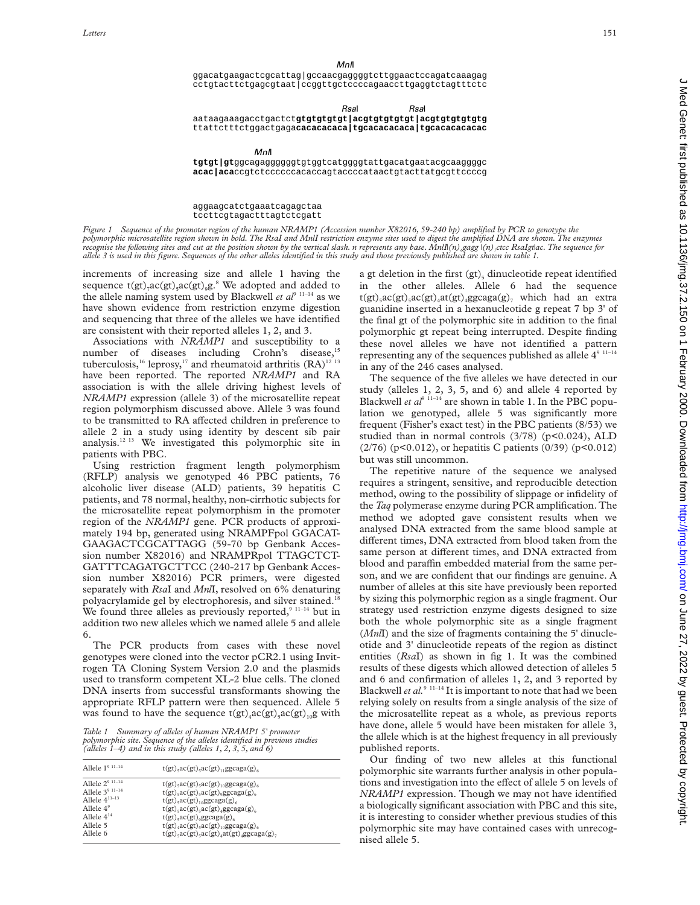```
                                 MnlI
ggacatgaagactcgcattag|gccaacgaggggtcttggaactccagatcaaagag
cctgtacttctgagcgtaat|ccggttgctccccagaaccttgaggtctagtttctc

                                       RsaI          RsaI
aataagaaagacctgactctgtgtgtgtgt|acgtgtgtgtgt|acgtgtgtgtgtg
ttattctttctggactgagacacacacaca|tgcacacacaca|tgcacacacacac

         MnlI
tgtgt|gtggcagaggggggtgtggtcatggggtattgacatgaatacgcaaggggc
acac|acaccgtctcccccacaccagtaccccataactgtacttatgcgttccccg

aggaagcatctgaaatcagagctaa
tccttcgtagactttagtctcgatt
```

*Figure 1 Sequence of the promoter region of the human NRAMP1 (Accession number X82016, 59-240 bp) amplified by PCR to genotype the polymorphic microsatellite region shown in bold. The RsaI and MnlI restriction enzyme sites used to digest the amplified DNA are shown. The enzymes recognise the following sites and cut at the position shown by the vertical slash. n represents any base. MnlI(n)₇gagg \(n)₇ctcc RsaIgt|ac. The sequence for allele 3 is used in this figure. Sequences of the other alleles identified in this study and those previously published are shown in table 1.*

increments of increasing size and allele 1 having the sequence $t(gt)_7ac(gt)_5ac(gt)_9g$.[8] We adopted and added to the allele naming system used by Blackwell *et al*[9 11–14] as we have shown evidence from restriction enzyme digestion and sequencing that three of the alleles we have identified are consistent with their reported alleles 1, 2, and 3.

Associations with *NRAMP1* and susceptibility to a number of diseases including Crohn's disease,[15] tuberculosis,[16] leprosy,[17] and rheumatoid arthritis (RA)[12 13] have been reported. The reported *NRAMP1* and RA association is with the allele driving highest levels of *NRAMP1* expression (allele 3) of the microsatellite repeat region polymorphism discussed above. Allele 3 was found to be transmitted to RA affected children in preference to allele 2 in a study using identity by descent sib pair analysis.[12 13] We investigated this polymorphic site in patients with PBC.

Using restriction fragment length polymorphism (RFLP) analysis we genotyped 46 PBC patients, 76 alcoholic liver disease (ALD) patients, 39 hepatitis C patients, and 78 normal, healthy, non-cirrhotic subjects for the microsatellite repeat polymorphism in the promoter region of the *NRAMP1* gene. PCR products of approximately 194 bp, generated using NRAMPFpol GGACATGAAGACTCGCATTAGG (59-70 bp Genbank Accession number X82016) and NRAMPRpol TTAGCTCTGATTTCAGATGCTTCC (240-217 bp Genbank Accession number X82016) PCR primers, were digested separately with *Rsa*I and *Mnl*I, resolved on 6% denaturing polyacrylamide gel by electrophoresis, and silver stained.[18] We found three alleles as previously reported,[9 11–14] but in addition two new alleles which we named allele 5 and allele 6.

The PCR products from cases with these novel genotypes were cloned into the vector pCR2.1 using Invitrogen TA Cloning System Version 2.0 and the plasmids used to transform competent XL-2 blue cells. The cloned DNA inserts from successful transformants showing the appropriate RFLP pattern were then sequenced. Allele 5 was found to have the sequence $t(gt)_4ac(gt)_5ac(gt)_{10}g$ with a gt deletion in the first $(gt)_5$ dinucleotide repeat identified in the other alleles. Allele 6 had the sequence $t(gt)_5ac(gt)_5ac(gt)_4at(gt)_4ggcaga(g)_7$ which had an extra guanidine inserted in a hexanucleotide g repeat 7 bp 3' of the final gt of the polymorphic site in addition to the final polymorphic gt repeat being interrupted. Despite finding these novel alleles we have not identified a pattern representing any of the sequences published as allele 4[9 11–14] in any of the 246 cases analysed.

*Table 1 Summary of alleles of human NRAMP1 5' promoter polymorphic site. Sequence of the alleles identified in previous studies (alleles 1–4) and in this study (alleles 1, 2, 3, 5, and 6)*

| | |
|---|---|
| Allele 1[9 11–14] | $t(gt)_5ac(gt)_5ac(gt)_{11}ggcaga(g)_6$ |
| Allele 2[9 11–14] | $t(gt)_5ac(gt)_5ac(gt)_{10}ggcaga(g)_6$ |
| Allele 3[9 11–14] | $t(gt)_5ac(gt)_5ac(gt)_9ggcaga(g)_6$ |
| Allele 4[11–13] | $t(gt)_5ac(gt)_{10}ggcaga(g)_6$ |
| Allele 4[9] | $t(gt)_5ac(gt)_5ac(gt)_4ggcaga(g)_6$ |
| Allele 4[14] | $t(gt)_5ac(gt)_4ggcaga(g)_6$ |
| Allele 5 | $t(gt)_4ac(gt)_5ac(gt)_{10}ggcaga(g)_6$ |
| Allele 6 | $t(gt)_5ac(gt)_5ac(gt)_4at(gt)_4ggcaga(g)_7$ |

The sequence of the five alleles we have detected in our study (alleles 1, 2, 3, 5, and 6) and allele 4 reported by Blackwell *et al*[9 11–14] are shown in table 1. In the PBC population we genotyped, allele 5 was significantly more frequent (Fisher's exact test) in the PBC patients (8/53) we studied than in normal controls (3/78) ($p<0.024$), ALD (2/76) ($p<0.012$), or hepatitis C patients (0/39) ($p<0.012$) but was still uncommon.

The repetitive nature of the sequence we analysed requires a stringent, sensitive, and reproducible detection method, owing to the possibility of slippage or infidelity of the *Taq* polymerase enzyme during PCR amplification. The method we adopted gave consistent results when we analysed DNA extracted from the same blood sample at different times, DNA extracted from blood taken from the same person at different times, and DNA extracted from blood and paraffin embedded material from the same person, and we are confident that our findings are genuine. A number of alleles at this site have previously been reported by sizing this polymorphic region as a single fragment. Our strategy used restriction enzyme digests designed to size both the whole polymorphic site as a single fragment (*Mnl*I) and the size of fragments containing the 5' dinucleotide and 3' dinucleotide repeats of the region as distinct entities (*Rsa*I) as shown in fig 1. It was the combined results of these digests which allowed detection of alleles 5 and 6 and confirmation of alleles 1, 2, and 3 reported by Blackwell *et al.*[9 11–14] It is important to note that had we been relying solely on results from a single analysis of the size of the microsatellite repeat as a whole, as previous reports have done, allele 5 would have been mistaken for allele 3, the allele which is at the highest frequency in all previously published reports.

Our finding of two new alleles at this functional polymorphic site warrants further analysis in other populations and investigation into the effect of allele 5 on levels of *NRAMP1* expression. Though we may not have identified a biologically significant association with PBC and this site, it is interesting to consider whether previous studies of this polymorphic site may have contained cases with unrecognised allele 5.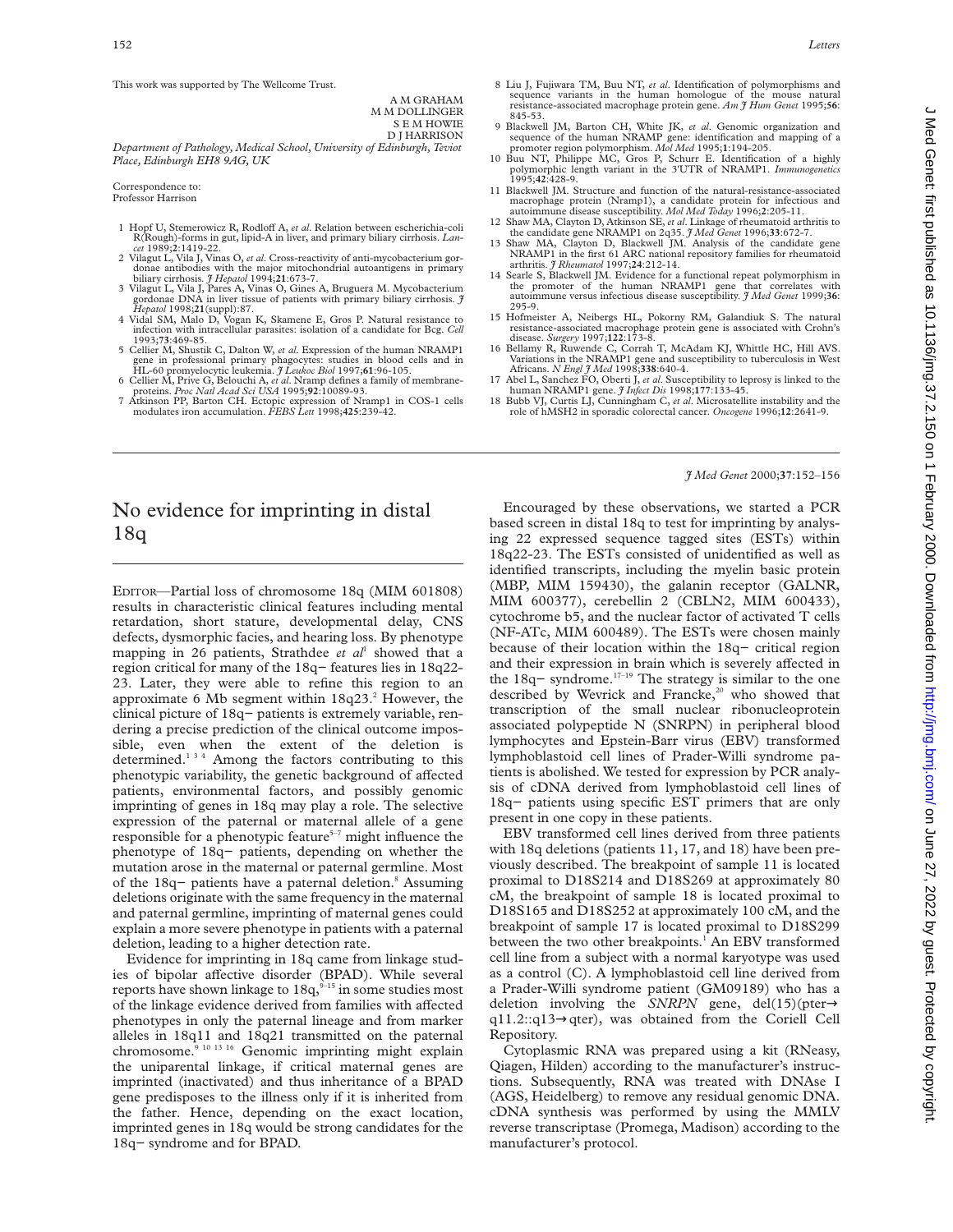This work was supported by The Wellcome Trust.

A M GRAHAM
M M DOLLINGER
S E M HOWIE
D J HARRISON

*Department of Pathology, Medical School, University of Edinburgh, Teviot Place, Edinburgh EH8 9AG, UK*

Correspondence to: Professor Harrison

1 Hopf U, Stemerowicz R, Rodloff A, *et al*. Relation between escherichia-coli R(Rough)-forms in gut, lipid-A in liver, and primary biliary cirrhosis. *Lancet* 1989;**2**:1419-22.
2 Vilagut L, Vila J, Vinas O, *et al*. Cross-reactivity of anti-mycobacterium gordonae antibodies with the major mitochondrial autoantigens in primary biliary cirrhosis. *J Hepatol* 1994;**21**:673-7.
3 Vilagut L, Vila J, Pares A, Vinas O, Gines A, Bruguera M. Mycobacterium gordonae DNA in liver tissue of patients with primary biliary cirrhosis. *J Hepatol* 1998;**21**(suppl):87.
4 Vidal SM, Malo D, Vogan K, Skamene E, Gros P. Natural resistance to infection with intracellular parasites: isolation of a candidate for Bcg. *Cell* 1993;**73**:469-85.
5 Cellier M, Shustik C, Dalton W, *et al*. Expression of the human NRAMP1 gene in professional primary phagocytes: studies in blood cells and in HL-60 promyelocytic leukemia. *J Leukoc Biol* 1997;**61**:96-105.
6 Cellier M, Prive G, Belouchi A, *et al*. Nramp defines a family of membrane-proteins. *Proc Natl Acad Sci USA* 1995;**92**:10089-93.
7 Atkinson PP, Barton CH. Ectopic expression of Nramp1 in COS-1 cells modulates iron accumulation. *FEBS Lett* 1998;**425**:239-42.
8 Liu J, Fujiwara TM, Buu NT, *et al*. Identification of polymorphisms and sequence variants in the human homologue of the mouse natural resistance-associated macrophage protein gene. *Am J Hum Genet* 1995;**56**:845-53.
9 Blackwell JM, Barton CH, White JK, *et al*. Genomic organization and sequence of the human NRAMP gene: identification and mapping of a promoter region polymorphism. *Mol Med* 1995;**1**:194-205.
10 Buu NT, Philippe MC, Gros P, Schurr E. Identification of a highly polymorphic length variant in the 3'UTR of NRAMP1. *Immunogenetics* 1995;**42**:428-9.
11 Blackwell JM. Structure and function of the natural-resistance-associated macrophage protein (Nramp1), a candidate protein for infectious and autoimmune disease susceptibility. *Mol Med Today* 1996;**2**:205-11.
12 Shaw MA, Clayton D, Atkinson SE, *et al*. Linkage of rheumatoid arthritis to the candidate gene NRAMP1 on 2q35. *J Med Genet* 1996;**33**:672-7.
13 Shaw MA, Clayton D, Blackwell JM. Analysis of the candidate gene NRAMP1 in the first 61 ARC national repository families for rheumatoid arthritis. *J Rheumatol* 1997;**24**:212-14.
14 Searle S, Blackwell JM. Evidence for a functional repeat polymorphism in the promoter of the human NRAMP1 gene that correlates with autoimmune versus infectious disease susceptibility. *J Med Genet* 1999;**36**:295-9.
15 Hofmeister A, Neibergs HL, Pokorny RM, Galandiuk S. The natural resistance-associated macrophage protein gene is associated with Crohn's disease. *Surgery* 1997;**122**:173-8.
16 Bellamy R, Ruwende C, Corrah T, McAdam KJ, Whittle HC, Hill AVS. Variations in the NRAMP1 gene and susceptibility to tuberculosis in West Africans. *N Engl J Med* 1998;**338**:640-4.
17 Abel L, Sanchez FO, Oberti J, *et al*. Susceptibility to leprosy is linked to the human NRAMP1 gene. *J Infect Dis* 1998;**177**:133-45.
18 Bubb VJ, Curtis LJ, Cunningham C, *et al*. Microsatellite instability and the role of hMSH2 in sporadic colorectal cancer. *Oncogene* 1996;**12**:2641-9.

# No evidence for imprinting in distal 18q

EDITOR—Partial loss of chromosome 18q (MIM 601808) results in characteristic clinical features including mental retardation, short stature, developmental delay, CNS defects, dysmorphic facies, and hearing loss. By phenotype mapping in 26 patients, Strathdee *et al*[1] showed that a region critical for many of the 18q− features lies in 18q22-23. Later, they were able to refine this region to an approximate 6 Mb segment within 18q23.[2] However, the clinical picture of 18q− patients is extremely variable, rendering a precise prediction of the clinical outcome impossible, even when the extent of the deletion is determined.[1 3 4] Among the factors contributing to this phenotypic variability, the genetic background of affected patients, environmental factors, and possibly genomic imprinting of genes in 18q may play a role. The selective expression of the paternal or maternal allele of a gene responsible for a phenotypic feature[5–7] might influence the phenotype of 18q− patients, depending on whether the mutation arose in the maternal or paternal germline. Most of the 18q− patients have a paternal deletion.[8] Assuming deletions originate with the same frequency in the maternal and paternal germline, imprinting of maternal genes could explain a more severe phenotype in patients with a paternal deletion, leading to a higher detection rate.

Evidence for imprinting in 18q came from linkage studies of bipolar affective disorder (BPAD). While several reports have shown linkage to 18q,[9–15] in some studies most of the linkage evidence derived from families with affected phenotypes in only the paternal lineage and from marker alleles in 18q11 and 18q21 transmitted on the paternal chromosome.[9 10 13 16] Genomic imprinting might explain the uniparental linkage, if critical maternal genes are imprinted (inactivated) and thus inheritance of a BPAD gene predisposes to the illness only if it is inherited from the father. Hence, depending on the exact location, imprinted genes in 18q would be strong candidates for the 18q− syndrome and for BPAD.

Encouraged by these observations, we started a PCR based screen in distal 18q to test for imprinting by analysing 22 expressed sequence tagged sites (ESTs) within 18q22-23. The ESTs consisted of unidentified as well as identified transcripts, including the myelin basic protein (MBP, MIM 159430), the galanin receptor (GALNR, MIM 600377), cerebellin 2 (CBLN2, MIM 600433), cytochrome b5, and the nuclear factor of activated T cells (NF-ATc, MIM 600489). The ESTs were chosen mainly because of their location within the 18q− critical region and their expression in brain which is severely affected in the 18q− syndrome.[17–19] The strategy is similar to the one described by Wevrick and Francke,[20] who showed that transcription of the small nuclear ribonucleoprotein associated polypeptide N (SNRPN) in peripheral blood lymphocytes and Epstein-Barr virus (EBV) transformed lymphoblastoid cell lines of Prader-Willi syndrome patients is abolished. We tested for expression by PCR analysis of cDNA derived from lymphoblastoid cell lines of 18q− patients using specific EST primers that are only present in one copy in these patients.

EBV transformed cell lines derived from three patients with 18q deletions (patients 11, 17, and 18) have been previously described. The breakpoint of sample 11 is located proximal to D18S214 and D18S269 at approximately 80 cM, the breakpoint of sample 18 is located proximal to D18S165 and D18S252 at approximately 100 cM, and the breakpoint of sample 17 is located proximal to D18S299 between the two other breakpoints.[1] An EBV transformed cell line from a subject with a normal karyotype was used as a control (C). A lymphoblastoid cell line derived from a Prader-Willi syndrome patient (GM09189) who has a deletion involving the *SNRPN* gene, del(15)(pter→q11.2::q13→qter), was obtained from the Coriell Cell Repository.

Cytoplasmic RNA was prepared using a kit (RNeasy, Qiagen, Hilden) according to the manufacturer's instructions. Subsequently, RNA was treated with DNAse I (AGS, Heidelberg) to remove any residual genomic DNA. cDNA synthesis was performed by using the MMLV reverse transcriptase (Promega, Madison) according to the manufacturer's protocol.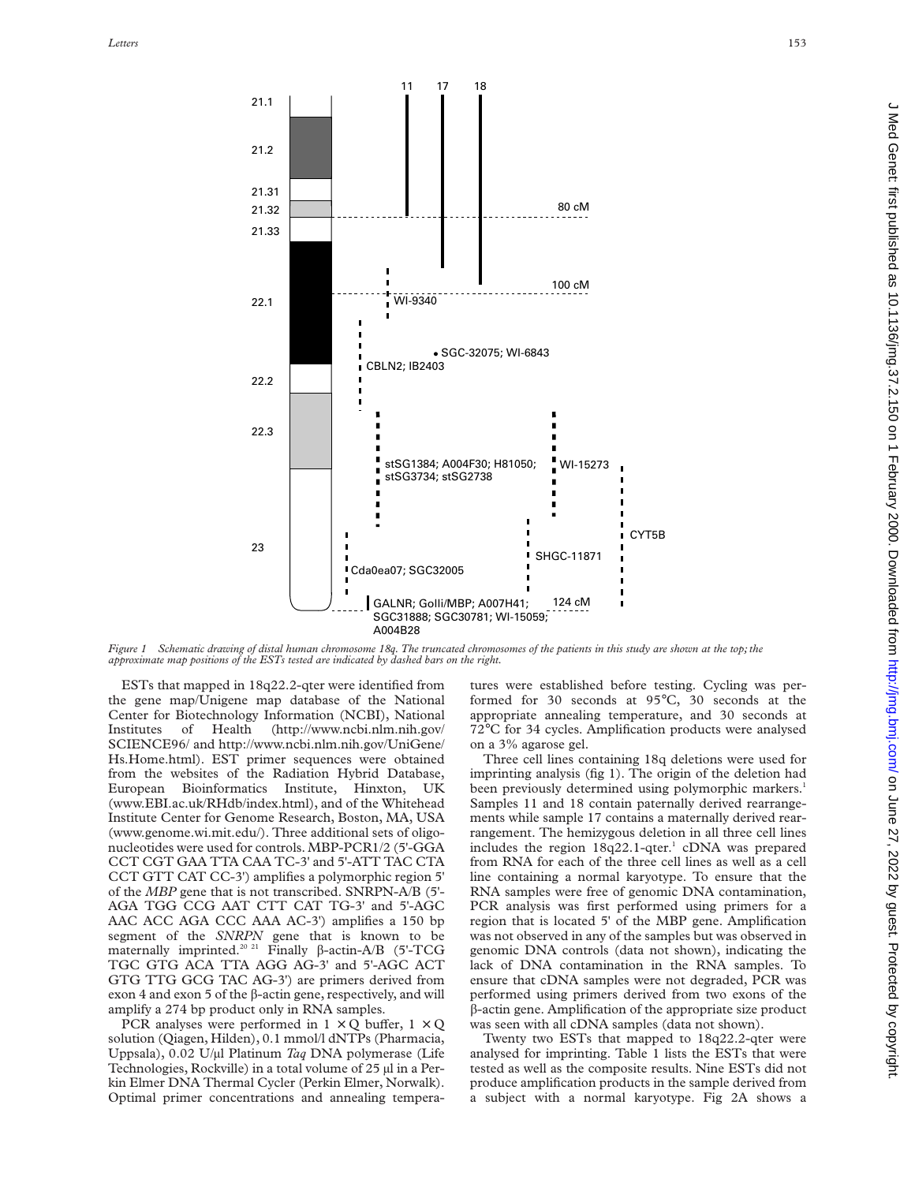Figure 1 Schematic drawing of distal human chromosome 18q. The truncated chromosomes of the patients in this study are shown at the top; the approximate map positions of the ESTs tested are indicated by dashed bars on the right.

ESTs that mapped in 18q22.2-qter were identified from the gene map/Unigene map database of the National Center for Biotechnology Information (NCBI), National Institutes of Health (http://www.ncbi.nlm.nih.gov/SCIENCE96/ and http://www.ncbi.nlm.nih.gov/UniGene/Hs.Home.html). EST primer sequences were obtained from the websites of the Radiation Hybrid Database, European Bioinformatics Institute, Hinxton, UK (www.EBI.ac.uk/RHdb/index.html), and of the Whitehead Institute Center for Genome Research, Boston, MA, USA (www.genome.wi.mit.edu/). Three additional sets of oligonucleotides were used for controls. MBP-PCR1/2 (5'-GGA CCT CGT GAA TTA CAA TC-3' and 5'-ATT TAC CTA CCT GTT CAT CC-3') amplifies a polymorphic region 5' of the *MBP* gene that is not transcribed. SNRPN-A/B (5'-AGA TGG CCG AAT CTT CAT TG-3' and 5'-AGC AAC ACC AGA CCC AAA AC-3') amplifies a 150 bp segment of the *SNRPN* gene that is known to be maternally imprinted.[20 21] Finally β-actin-A/B (5'-TCG TGC GTG ACA TTA AGG AG-3' and 5'-AGC ACT GTG TTG GCG TAC AG-3') are primers derived from exon 4 and exon 5 of the β-actin gene, respectively, and will amplify a 274 bp product only in RNA samples.

PCR analyses were performed in 1 × Q buffer, 1 × Q solution (Qiagen, Hilden), 0.1 mmol/l dNTPs (Pharmacia, Uppsala), 0.02 U/μl Platinum *Taq* DNA polymerase (Life Technologies, Rockville) in a total volume of 25 μl in a Perkin Elmer DNA Thermal Cycler (Perkin Elmer, Norwalk). Optimal primer concentrations and annealing temperatures were established before testing. Cycling was performed for 30 seconds at 95°C, 30 seconds at the appropriate annealing temperature, and 30 seconds at 72°C for 34 cycles. Amplification products were analysed on a 3% agarose gel.

Three cell lines containing 18q deletions were used for imprinting analysis (fig 1). The origin of the deletion had been previously determined using polymorphic markers.[1] Samples 11 and 18 contain paternally derived rearrangements while sample 17 contains a maternally derived rearrangement. The hemizygous deletion in all three cell lines includes the region 18q22.1-qter.[1] cDNA was prepared from RNA for each of the three cell lines as well as a cell line containing a normal karyotype. To ensure that the RNA samples were free of genomic DNA contamination, PCR analysis was first performed using primers for a region that is located 5' of the MBP gene. Amplification was not observed in any of the samples but was observed in genomic DNA controls (data not shown), indicating the lack of DNA contamination in the RNA samples. To ensure that cDNA samples were not degraded, PCR was performed using primers derived from two exons of the β-actin gene. Amplification of the appropriate size product was seen with all cDNA samples (data not shown).

Twenty two ESTs that mapped to 18q22.2-qter were analysed for imprinting. Table 1 lists the ESTs that were tested as well as the composite results. Nine ESTs did not produce amplification products in the sample derived from a subject with a normal karyotype. Fig 2A shows a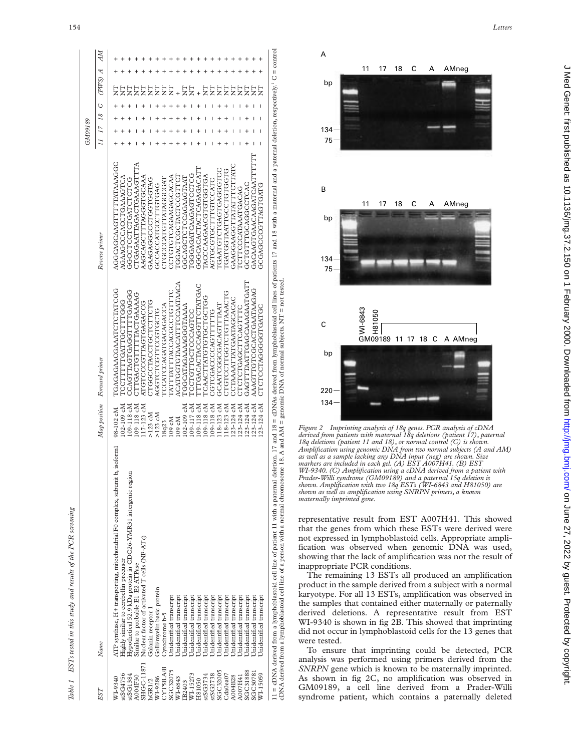Table 1 ESTs tested in this study and results of the PCR screening

| EST | Name | Map position | Forward primer | Reverse primer | 11 | 17 | 18 | C | GM09189 (PWS) | A | AM |
|---|---|---|---|---|---|---|---|---|---|---|---|
| WI-9340 | ATP synthase, H+ transporting, mitochondrial F0 complex, subunit b, isoform1 | 98-102 cM | TGAGAGAACGAAATCTCTATCGG | AGGCAGCAAGTTTTTATAAAGGC | + | + | + | + | NT | + | + |
| stSG4756 | Highly similar to cerebellin precusor | 102-109 cM | TCCTTTTTGATTGCTTTGGG | AGAAGCCACCTGAAAGTCA | + | + | + | + | NT | + | + |
| stSG1384 | Hypothetical 52.9 kDa protein in CDC26-YMR31 intergenic region | 109-118 cM | CCAGTTAGTGAGGTTTGAGGG | GGCCTCCTCTGATCTCTCG | + | + | + | + | NT | + | + |
| A004F30 | Similar to probable E1-E2 ATPase | 109-118 cM | CTTGACTGTTTTACTGAAAAG | CTGAGAATTAGACTGAAAGTTTA | − | − | − | − | NT | + | + |
| SHGC-11871 | Nuclear factor of activated T cells (NF-ATc) | 117-123 cM | ATGTCCCGTTAGTGAGACCG | AAGCAGCTTTAGGGTGCAAA | + | + | + | + | NT | + | + |
| hGRI/2 | Galanin receptor 1 | >123 cM | CTGGCCTACCTGCTCTTCTG | GAAGAGGCCCTGGTGGTAG | + | + | + | + | NT | + | + |
| WI-9286 | Golli/myelin basic protein | >123 cM | AGGTCTCGTTCCGGTGCTG | GCCACCATCCCTTGTGAG | + | + | + | + | NT | + | + |
| CYT5BA/B | Cytochrome b-5 | 18q23 | TCCATCCAGATGACAGACCA | CTGCCCATGTTATAGGCGAT | + | + | + | + | NT | + | + |
| SGC32075 | Unidentified transcript | 109 cM | TATTTATTTACCACGGCTGTTTC | CCTGTGTCAGAAGAGCACAA | + | + | + | + | NT | + | + |
| WI-6843 | Unidentified transcript | 109 cM | ACATGGTGTAACATTTCCAATAACA | TGGACTCGCTACTCCGTTCT | + | + | + | + | + | + | + |
| IB2403 | Unidentified transcript | 102-109 cM | TGGCATAGAAAAGGGTAAAA | GGCAGCTCTCCAGAAGTAAT | + | + | + | + | NT | + | + |
| WI-15273 | Unidentified transcript | 109-117 cM | TCCTGTTGCTCCCAGTCC | TGGGAGATCAAGAGTCCTCG | − | − | − | − | NT | + | + |
| H81050 | Unidentified transcript | 109-118 cM | TTTGACACTACCAGGTTCTATGAC | GGGCACACTACTCAGAGACATT | + | + | + | + | + | + | + |
| stSG3734 | Unidentified transcript | 109-118 cM | TCAACTTATGTGTGCTGCTGG | TACCCAAGAACGTGTGGTGA | − | − | − | − | NT | + | + |
| stSG2738 | Unidentified transcript | 109-118 cM | CGTCGACCCCAGTTTTTG | AGTGCGTGCTTTGTCCATC | − | − | − | − | NT | + | + |
| SGC32005 | Unidentified transcript | 118-123 cM | GCAATCGGCGACAGTTTAAT | TGAATGTCTGAGTGAGGTCC | + | + | + | + | NT | + | + |
| Cda0ea07 | Unidentified transcript | 118-123 cM | CTGTCCTTGGTCTGTTAAACTG | TGATGGTAATTGCCTGTGGTG | − | − | − | − | NT | + | + |
| A004B28 | Unidentified transcript | 123-124 cM | CCTAAAATTATGAATAGCACAC | GAAGGAAGGTTATATTTCTTATC | − | − | − | − | NT | + | + |
| A007H41 | Unidentified transcript | 123-124 cM | CTCTCTGAGCTTCAGTTTC | TCTTCCCATAAATGACAG | − | − | − | − | NT | + | + |
| SGC31888 | Unidentified transcript | 123-124 cM | GAGTTTAATTGAGCAAAGAATGATT | GCTGTTTGCAGGCCTCAC | + | + | + | + | NT | + | + |
| SGC30781 | Unidentified transcript | 123-124 cM | AAAGTTGTCGCACTGAATAAGAG | GACAAGTGAACAAGATCAATTTTTT | − | − | − | − | NT | + | + |
| WI-15059 | Unidentified transcript | 123-124 cM | CTCTCCTAGGGGTGATGC | GCGAGCCCGTTAGTGATG | − | − | − | − | NT | + | + |

11 = cDNA derived from a lymphoblastoid cell line of patient 11 with a paternal deletion. 17 and 18 = cDNAs derived from lymphoblastoid cell lines of patients 17 and 18 with a maternal and a paternal deletion, respectively. C = control cDNA derived from a lymphoblastoid cell line of a person with a normal chromosome 18. A and AM = genomic DNA of normal subjects. NT = not tested.

Figure 2 Imprinting analysis of 18q genes. PCR analysis of cDNA derived from patients with maternal 18q deletions (patient 17), paternal 18q deletions (patient 11 and 18), or normal control (C) is shown. Amplification using genomic DNA from two normal subjects (A and AM) as well as a sample lacking any DNA input (neg) are shown. Size markers are included in each gel. (A) EST A007H41. (B) EST WI-9340. (C) Amplification using a cDNA derived from a patient with Prader-Willi syndrome (GM09189) and a paternal 15q deletion is shown. Amplification with two 18q ESTs (WI-6843 and H81050) are shown as well as amplification using SNRPN primers, a known maternally imprinted gene.

representative result from EST A007H41. This showed that the genes from which these ESTs were derived were not expressed in lymphoblastoid cells. Appropriate amplification was observed when genomic DNA was used, showing that the lack of amplification was not the result of inappropriate PCR conditions.

The remaining 13 ESTs all produced an amplification product in the sample derived from a subject with a normal karyotype. For all 13 ESTs, amplification was observed in the samples that contained either maternally or paternally derived deletions. A representative result from EST WI-9340 is shown in fig 2B. This showed that imprinting did not occur in lymphoblastoid cells for the 13 genes that were tested.

To ensure that imprinting could be detected, PCR analysis was performed using primers derived from the *SNRPN* gene which is known to be maternally imprinted. As shown in fig 2C, no amplification was observed in GM09189, a cell line derived from a Prader-Willi syndrome patient, which contains a paternally deleted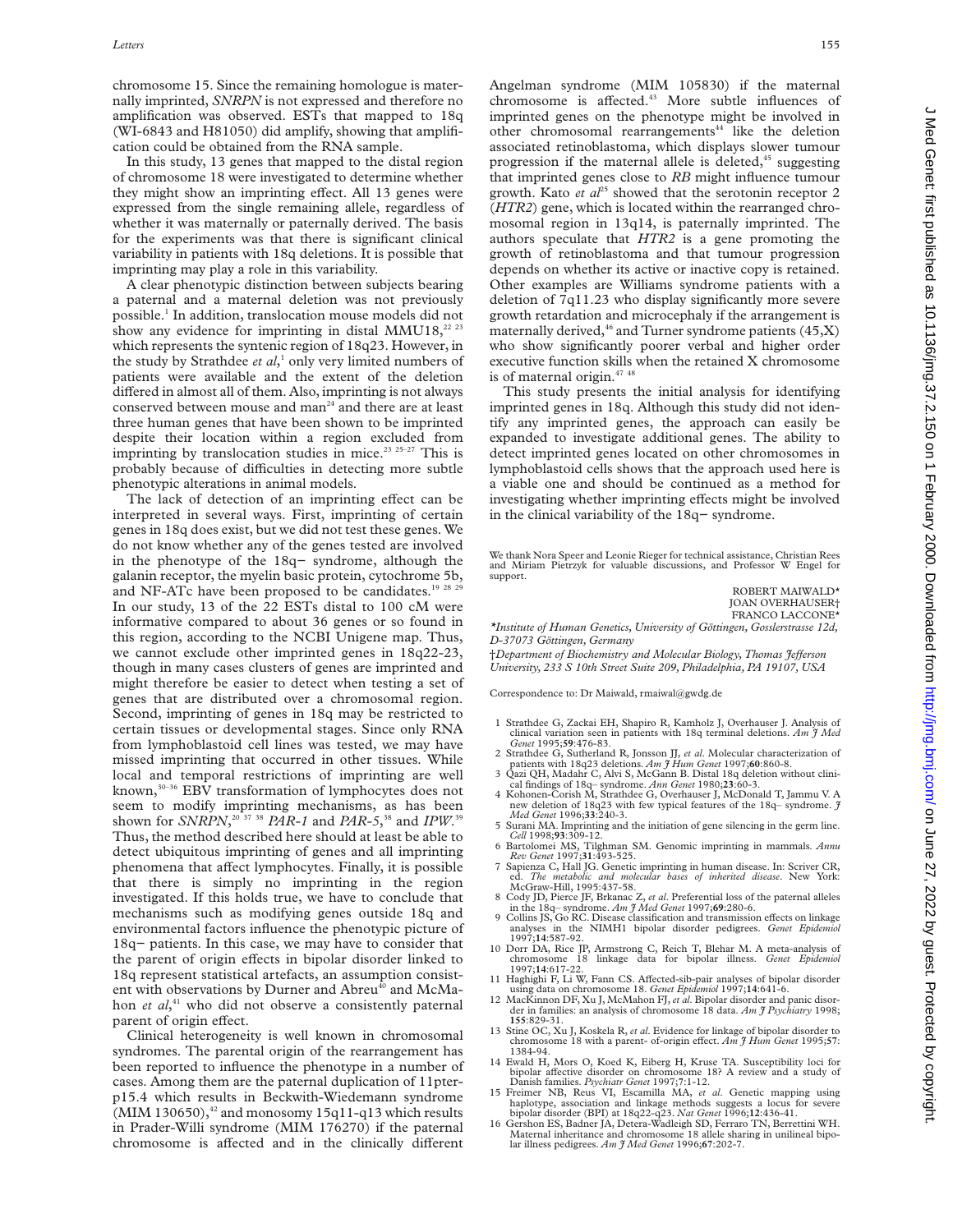chromosome 15. Since the remaining homologue is maternally imprinted, *SNRPN* is not expressed and therefore no amplification was observed. ESTs that mapped to 18q (WI-6843 and H81050) did amplify, showing that amplification could be obtained from the RNA sample.

In this study, 13 genes that mapped to the distal region of chromosome 18 were investigated to determine whether they might show an imprinting effect. All 13 genes were expressed from the single remaining allele, regardless of whether it was maternally or paternally derived. The basis for the experiments was that there is significant clinical variability in patients with 18q deletions. It is possible that imprinting may play a role in this variability.

A clear phenotypic distinction between subjects bearing a paternal and a maternal deletion was not previously possible.[1] In addition, translocation mouse models did not show any evidence for imprinting in distal MMU18,[22 23] which represents the syntenic region of 18q23. However, in the study by Strathdee *et al*,[1] only very limited numbers of patients were available and the extent of the deletion differed in almost all of them. Also, imprinting is not always conserved between mouse and man[24] and there are at least three human genes that have been shown to be imprinted despite their location within a region excluded from imprinting by translocation studies in mice.[23 25–27] This is probably because of difficulties in detecting more subtle phenotypic alterations in animal models.

The lack of detection of an imprinting effect can be interpreted in several ways. First, imprinting of certain genes in 18q does exist, but we did not test these genes. We do not know whether any of the genes tested are involved in the phenotype of the 18q− syndrome, although the galanin receptor, the myelin basic protein, cytochrome 5b, and NF-ATc have been proposed to be candidates.[19 28 29] In our study, 13 of the 22 ESTs distal to 100 cM were informative compared to about 36 genes or so found in this region, according to the NCBI Unigene map. Thus, we cannot exclude other imprinted genes in 18q22-23, though in many cases clusters of genes are imprinted and might therefore be easier to detect when testing a set of genes that are distributed over a chromosomal region. Second, imprinting of genes in 18q may be restricted to certain tissues or developmental stages. Since only RNA from lymphoblastoid cell lines was tested, we may have missed imprinting that occurred in other tissues. While local and temporal restrictions of imprinting are well known,[30–36] EBV transformation of lymphocytes does not seem to modify imprinting mechanisms, as has been shown for *SNRPN*,[20 37 38] *PAR-1* and *PAR-5*,[38] and *IPW*.[39] Thus, the method described here should at least be able to detect ubiquitous imprinting of genes and all imprinting phenomena that affect lymphocytes. Finally, it is possible that there is simply no imprinting in the region investigated. If this holds true, we have to conclude that mechanisms such as modifying genes outside 18q and environmental factors influence the phenotypic picture of 18q− patients. In this case, we may have to consider that the parent of origin effects in bipolar disorder linked to 18q represent statistical artefacts, an assumption consistent with observations by Durner and Abreu[40] and McMahon *et al*,[41] who did not observe a consistently paternal parent of origin effect.

Clinical heterogeneity is well known in chromosomal syndromes. The parental origin of the rearrangement has been reported to influence the phenotype in a number of cases. Among them are the paternal duplication of 11pter-p15.4 which results in Beckwith-Wiedemann syndrome (MIM 130650),[42] and monosomy 15q11-q13 which results in Prader-Willi syndrome (MIM 176270) if the paternal chromosome is affected and in the clinically different Angelman syndrome (MIM 105830) if the maternal chromosome is affected.[43] More subtle influences of imprinted genes on the phenotype might be involved in other chromosomal rearrangements[44] like the deletion associated retinoblastoma, which displays slower tumour progression if the maternal allele is deleted,[45] suggesting that imprinted genes close to *RB* might influence tumour growth. Kato *et al*[25] showed that the serotonin receptor 2 (*HTR2*) gene, which is located within the rearranged chromosomal region in 13q14, is paternally imprinted. The authors speculate that *HTR2* is a gene promoting the growth of retinoblastoma and that tumour progression depends on whether its active or inactive copy is retained. Other examples are Williams syndrome patients with a deletion of 7q11.23 who display significantly more severe growth retardation and microcephaly if the arrangement is maternally derived,[46] and Turner syndrome patients (45,X) who show significantly poorer verbal and higher order executive function skills when the retained X chromosome is of maternal origin.[47 48]

This study presents the initial analysis for identifying imprinted genes in 18q. Although this study did not identify any imprinted genes, the approach can easily be expanded to investigate additional genes. The ability to detect imprinted genes located on other chromosomes in lymphoblastoid cells shows that the approach used here is a viable one and should be continued as a method for investigating whether imprinting effects might be involved in the clinical variability of the 18q− syndrome.

We thank Nora Speer and Leonie Rieger for technical assistance, Christian Rees and Miriam Pietrzyk for valuable discussions, and Professor W Engel for support.

ROBERT MAIWALD*
JOAN OVERHAUSER†
FRANCO LACCONE*

*\*Institute of Human Genetics, University of Göttingen, Gosslerstrasse 12d, D-37073 Göttingen, Germany*

*†Department of Biochemistry and Molecular Biology, Thomas Jefferson University, 233 S 10th Street Suite 209, Philadelphia, PA 19107, USA*

Correspondence to: Dr Maiwald, rmaiwal@gwdg.de

1 Strathdee G, Zackai EH, Shapiro R, Kamholz J, Overhauser J. Analysis of clinical variation seen in patients with 18q terminal deletions. *Am J Med Genet* 1995;**59**:476-83.
2 Strathdee G, Sutherland R, Jonsson JJ, *et al*. Molecular characterization of patients with 18q23 deletions. *Am J Hum Genet* 1997;**60**:860-8.
3 Qazi QH, Madahr C, Alvi S, McGann B. Distal 18q deletion without clinical findings of 18q− syndrome. *Ann Genet* 1980;**23**:60-3.
4 Kohonen-Corish M, Strathdee G, Overhauser J, McDonald T, Jammu V. A new deletion of 18q23 with few typical features of the 18q− syndrome. *J Med Genet* 1996;**33**:240-3.
5 Surani MA. Imprinting and the initiation of gene silencing in the germ line. *Cell* 1998;**93**:309-12.
6 Bartolomei MS, Tilghman SM. Genomic imprinting in mammals. *Annu Rev Genet* 1997;**31**:493-525.
7 Sapienza C, Hall JG. Genetic imprinting in human disease. In: Scriver CR, ed. *The metabolic and molecular bases of inherited disease*. New York: McGraw-Hill, 1995:437-58.
8 Cody JD, Pierce JF, Brkanac Z, *et al*. Preferential loss of the paternal alleles in the 18q− syndrome. *Am J Med Genet* 1997;**69**:280-6.
9 Collins JS, Go RC. Disease classification and transmission effects on linkage analyses in the NIMH1 bipolar disorder pedigrees. *Genet Epidemiol* 1997;**14**:587-92.
10 Dorr DA, Rice JP, Armstrong C, Reich T, Blehar M. A meta-analysis of chromosome 18 linkage data for bipolar illness. *Genet Epidemiol* 1997;**14**:617-22.
11 Haghighi F, Li W, Fann CS. Affected-sib-pair analyses of bipolar disorder using data on chromosome 18. *Genet Epidemiol* 1997;**14**:641-6.
12 MacKinnon DF, Xu J, McMahon FJ, *et al*. Bipolar disorder and panic disorder in families: an analysis of chromosome 18 data. *Am J Psychiatry* 1998; **155**:829-31.
13 Stine OC, Xu J, Koskela R, *et al*. Evidence for linkage of bipolar disorder to chromosome 18 with a parent- of-origin effect. *Am J Hum Genet* 1995;**57**: 1384-94.
14 Ewald H, Mors O, Koed K, Eiberg H, Kruse TA. Susceptibility loci for bipolar affective disorder on chromosome 18? A review and a study of Danish families. *Psychiatr Genet* 1997;**7**:1-12.
15 Freimer NB, Reus VI, Escamilla MA, *et al*. Genetic mapping using haplotype, association and linkage methods suggests a locus for severe bipolar disorder (BPI) at 18q22-q23. *Nat Genet* 1996;**12**:436-41.
16 Gershon ES, Badner JA, Detera-Wadleigh SD, Ferraro TN, Berrettini WH. Maternal inheritance and chromosome 18 allele sharing in unilineal bipolar illness pedigrees. *Am J Med Genet* 1996;**67**:202-7.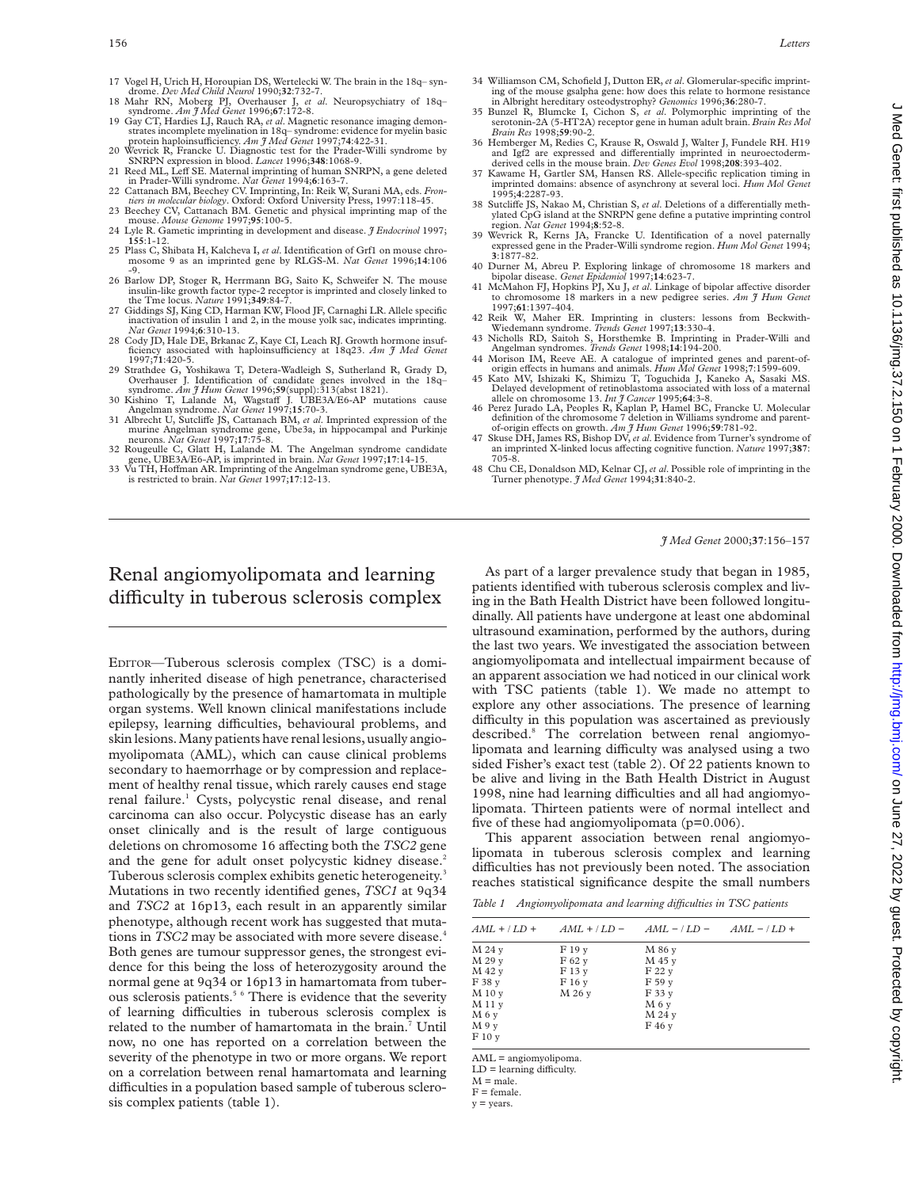17 Vogel H, Urich H, Horoupian DS, Wertelecki W. The brain in the 18q– syndrome. *Dev Med Child Neurol* 1990;**32**:732-7.
18 Mahr RN, Moberg PJ, Overhauser J, *et al*. Neuropsychiatry of 18q– syndrome. *Am J Med Genet* 1996;**67**:172-8.
19 Gay CT, Hardies LJ, Rauch RA, *et al*. Magnetic resonance imaging demonstrates incomplete myelination in 18q– syndrome: evidence for myelin basic protein haploinsufficiency. *Am J Med Genet* 1997;**74**:422-31.
20 Wevrick R, Francke U. Diagnostic test for the Prader-Willi syndrome by SNRPN expression in blood. *Lancet* 1996;**348**:1068-9.
21 Reed ML, Leff SE. Maternal imprinting of human SNRPN, a gene deleted in Prader-Willi syndrome. *Nat Genet* 1994;**6**:163-7.
22 Cattanach BM, Beechey CV. Imprinting, In: Reik W, Surani MA, eds. *Frontiers in molecular biology*. Oxford: Oxford University Press, 1997:118-45.
23 Beechey CV, Cattanach BM. Genetic and physical imprinting map of the mouse. *Mouse Genome* 1997;**95**:100-5.
24 Lyle R. Gametic imprinting in development and disease. *J Endocrinol* 1997; **155**:1-12.
25 Plass C, Shibata H, Kalcheva I, *et al*. Identification of Grf1 on mouse chromosome 9 as an imprinted gene by RLGS-M. *Nat Genet* 1996;**14**:106-9.
26 Barlow DP, Stoger R, Herrmann BG, Saito K, Schweifer N. The mouse insulin-like growth factor type-2 receptor is imprinted and closely linked to the Tme locus. *Nature* 1991;**349**:84-7.
27 Giddings SJ, King CD, Harman KW, Flood JF, Carnaghi LR. Allele specific inactivation of insulin 1 and 2, in the mouse yolk sac, indicates imprinting. *Nat Genet* 1994;**6**:310-13.
28 Cody JD, Hale DE, Brkanac Z, Kaye CI, Leach RJ. Growth hormone insufficiency associated with haploinsufficiency at 18q23. *Am J Med Genet* 1997;**71**:420-5.
29 Strathdee G, Yoshikawa T, Detera-Wadleigh S, Sutherland R, Grady D, Overhauser J. Identification of candidate genes involved in the 18q– syndrome. *Am J Hum Genet* 1996;**59**(suppl):313(abst 1821).
30 Kishino T, Lalande M, Wagstaff J. UBE3A/E6-AP mutations cause Angelman syndrome. *Nat Genet* 1997;**15**:70-3.
31 Albrecht U, Sutcliffe JS, Cattanach BM, *et al*. Imprinted expression of the murine Angelman syndrome gene, Ube3a, in hippocampal and Purkinje neurons. *Nat Genet* 1997;**17**:75-8.
32 Rougeulle C, Glatt H, Lalande M. The Angelman syndrome candidate gene, UBE3A/E6-AP, is imprinted in brain. *Nat Genet* 1997;**17**:14-15.
33 Vu TH, Hoffman AR. Imprinting of the Angelman syndrome gene, UBE3A, is restricted to brain. *Nat Genet* 1997;**17**:12-13.
34 Williamson CM, Schofield J, Dutton ER, *et al*. Glomerular-specific imprinting of the mouse gsalpha gene: how does this relate to hormone resistance in Albright hereditary osteodystrophy? *Genomics* 1996;**36**:280-7.
35 Bunzel R, Blumcke I, Cichon S, *et al*. Polymorphic imprinting of the serotonin-2A (5-HT2A) receptor gene in human adult brain. *Brain Res Mol Brain Res* 1998;**59**:90-2.
36 Hemberger M, Redies C, Krause R, Oswald J, Walter J, Fundele RH. H19 and Igf2 are expressed and differentially imprinted in neuroectoderm-derived cells in the mouse brain. *Dev Genes Evol* 1998;**208**:393-402.
37 Kawame H, Gartler SM, Hansen RS. Allele-specific replication timing in imprinted domains: absence of asynchrony at several loci. *Hum Mol Genet* 1995;**4**:2287-93.
38 Sutcliffe JS, Nakao M, Christian S, *et al*. Deletions of a differentially methylated CpG island at the SNRPN gene define a putative imprinting control region. *Nat Genet* 1994;**8**:52-8.
39 Wevrick R, Kerns JA, Francke U. Identification of a novel paternally expressed gene in the Prader-Willi syndrome region. *Hum Mol Genet* 1994; **3**:1877-82.
40 Durner M, Abreu P. Exploring linkage of chromosome 18 markers and bipolar disease. *Genet Epidemiol* 1997;**14**:623-7.
41 McMahon FJ, Hopkins PJ, Xu J, *et al*. Linkage of bipolar affective disorder to chromosome 18 markers in a new pedigree series. *Am J Hum Genet* 1997;**61**:1397-404.
42 Reik W, Maher ER. Imprinting in clusters: lessons from Beckwith-Wiedemann syndrome. *Trends Genet* 1997;**13**:330-4.
43 Nicholls RD, Saitoh S, Horsthemke B. Imprinting in Prader-Willi and Angelman syndromes. *Trends Genet* 1998;**14**:194-200.
44 Morison IM, Reeve AE. A catalogue of imprinted genes and parent-of-origin effects in humans and animals. *Hum Mol Genet* 1998;**7**:1599-609.
45 Kato MV, Ishizaki K, Shimizu T, Toguchida J, Kaneko A, Sasaki MS. Delayed development of retinoblastoma associated with loss of a maternal allele on chromosome 13. *Int J Cancer* 1995;**64**:3-8.
46 Perez Jurado LA, Peoples R, Kaplan P, Hamel BC, Francke U. Molecular definition of the chromosome 7 deletion in Williams syndrome and parent-of-origin effects on growth. *Am J Hum Genet* 1996;**59**:781-92.
47 Skuse DH, James RS, Bishop DV, *et al*. Evidence from Turner's syndrome of an imprinted X-linked locus affecting cognitive function. *Nature* 1997;**387**:705-8.
48 Chu CE, Donaldson MD, Kelnar CJ, *et al*. Possible role of imprinting in the Turner phenotype. *J Med Genet* 1994;**31**:840-2.

# Renal angiomyolipomata and learning difficulty in tuberous sclerosis complex

EDITOR—Tuberous sclerosis complex (TSC) is a dominantly inherited disease of high penetrance, characterised pathologically by the presence of hamartomata in multiple organ systems. Well known clinical manifestations include epilepsy, learning difficulties, behavioural problems, and skin lesions. Many patients have renal lesions, usually angiomyolipomata (AML), which can cause clinical problems secondary to haemorrhage or by compression and replacement of healthy renal tissue, which rarely causes end stage renal failure.[1] Cysts, polycystic renal disease, and renal carcinoma can also occur. Polycystic disease has an early onset clinically and is the result of large contiguous deletions on chromosome 16 affecting both the *TSC2* gene and the gene for adult onset polycystic kidney disease.[2] Tuberous sclerosis complex exhibits genetic heterogeneity.[3] Mutations in two recently identified genes, *TSC1* at 9q34 and *TSC2* at 16p13, each result in an apparently similar phenotype, although recent work has suggested that mutations in *TSC2* may be associated with more severe disease.[4] Both genes are tumour suppressor genes, the strongest evidence for this being the loss of heterozygosity around the normal gene at 9q34 or 16p13 in hamartomata from tuberous sclerosis patients.[5 6] There is evidence that the severity of learning difficulties in tuberous sclerosis complex is related to the number of hamartomata in the brain.[7] Until now, no one has reported on a correlation between the severity of the phenotype in two or more organs. We report on a correlation between renal hamartomata and learning difficulties in a population based sample of tuberous sclerosis complex patients (table 1).

As part of a larger prevalence study that began in 1985, patients identified with tuberous sclerosis complex and living in the Bath Health District have been followed longitudinally. All patients have undergone at least one abdominal ultrasound examination, performed by the authors, during the last two years. We investigated the association between angiomyolipomata and intellectual impairment because of an apparent association we had noticed in our clinical work with TSC patients (table 1). We made no attempt to explore any other associations. The presence of learning difficulty in this population was ascertained as previously described.[8] The correlation between renal angiomyolipomata and learning difficulty was analysed using a two sided Fisher's exact test (table 2). Of 22 patients known to be alive and living in the Bath Health District in August 1998, nine had learning difficulties and all had angiomyolipomata. Thirteen patients were of normal intellect and five of these had angiomyolipomata ($p=0.006$).

This apparent association between renal angiomyolipomata in tuberous sclerosis complex and learning difficulties has not previously been noted. The association reaches statistical significance despite the small numbers

*Table 1 Angiomyolipomata and learning difficulties in TSC patients*

| *AML + / LD +* | *AML + / LD −* | *AML − / LD −* | *AML − / LD +* |
|---|---|---|---|
| M 24 y | F 19 y | M 86 y | |
| M 29 y | F 62 y | M 45 y | |
| M 42 y | F 13 y | F 22 y | |
| F 38 y | F 16 y | F 59 y | |
| M 10 y | M 26 y | F 33 y | |
| M 11 y | | M 6 y | |
| M 6 y | | M 24 y | |
| M 9 y | | F 46 y | |
| F 10 y | | | |

AML = angiomyolipoma.
LD = learning difficulty.
M = male.
F = female.
y = years.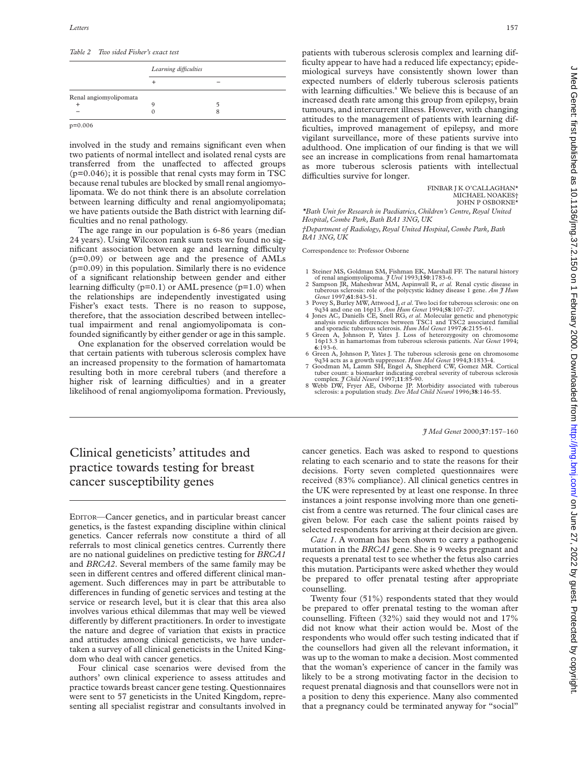*Table 2 Two sided Fisher's exact test*

| | Learning difficulties | |
|---|---|---|
| | + | − |
| Renal angiomyolipomata | | |
| + | 9 | 5 |
| − | 0 | 8 |

p=0.006

involved in the study and remains significant even when two patients of normal intellect and isolated renal cysts are transferred from the unaffected to affected groups (p=0.046); it is possible that renal cysts may form in TSC because renal tubules are blocked by small renal angiomyolipomata. We do not think there is an absolute correlation between learning difficulty and renal angiomyolipomata; we have patients outside the Bath district with learning difficulties and no renal pathology.

The age range in our population is 6-86 years (median 24 years). Using Wilcoxon rank sum tests we found no significant association between age and learning difficulty (p=0.09) or between age and the presence of AMLs (p=0.09) in this population. Similarly there is no evidence of a significant relationship between gender and either learning difficulty (p=0.1) or AML presence (p=1.0) when the relationships are independently investigated using Fisher's exact tests. There is no reason to suppose, therefore, that the association described between intellectual impairment and renal angiomyolipomata is confounded significantly by either gender or age in this sample.

One explanation for the observed correlation would be that certain patients with tuberous sclerosis complex have an increased propensity to the formation of hamartomata resulting both in more cerebral tubers (and therefore a higher risk of learning difficulties) and in a greater likelihood of renal angiomyolipoma formation. Previously, patients with tuberous sclerosis complex and learning difficulty appear to have had a reduced life expectancy; epidemiological surveys have consistently shown lower than expected numbers of elderly tuberous sclerosis patients with learning difficulties.[8] We believe this is because of an increased death rate among this group from epilepsy, brain tumours, and intercurrent illness. However, with changing attitudes to the management of patients with learning difficulties, improved management of epilepsy, and more vigilant surveillance, more of these patients survive into adulthood. One implication of our finding is that we will see an increase in complications from renal hamartomata as more tuberous sclerosis patients with intellectual difficulties survive for longer.

FINBAR J K O'CALLAGHAN*
MICHAEL NOAKES†
JOHN P OSBORNE*

*Bath Unit for Research in Paediatrics, Children's Centre, Royal United Hospital, Combe Park, Bath BA1 3NG, UK*

*†Department of Radiology, Royal United Hospital, Combe Park, Bath BA1 3NG, UK*

Correspondence to: Professor Osborne

1. Steiner MS, Goldman SM, Fishman EK, Marshall FF. The natural history of renal angiomyolipoma. *J Urol* 1993;**150**:1783-6.
2. Sampson JR, Maheshwar MM, Aspinwall R, *et al*. Renal cystic disease in tuberous sclerosis: role of the polycystic kidney disease 1 gene. *Am J Hum Genet* 1997;**61**:843-51.
3. Povey S, Burley MW, Attwood J, *et al*. Two loci for tuberous sclerosis: one on 9q34 and one on 16p13. *Ann Hum Genet* 1994;**58**:107-27.
4. Jones AC, Daniells CE, Snell RG, *et al*. Molecular genetic and phenotypic analysis reveals differences between TSC1 and TSC2 associated familial and sporadic tuberous sclerosis. *Hum Mol Genet* 1997;**6**:2155-61.
5. Green A, Johnson P, Yates J. Loss of heterozygosity on chromosome 16p13.3 in hamartomas from tuberous sclerosis patients. *Nat Genet* 1994; **6**:193-6.
6. Green A, Johnson P, Yates J. The tuberous sclerosis gene on chromosome 9q34 acts as a growth suppressor. *Hum Mol Genet* 1994;**3**:1833-4.
7. Goodman M, Lamm SH, Engel A, Shepherd CW, Gomez MR. Cortical tuber count: a biomarker indicating cerebral severity of tuberous sclerosis complex. *J Child Neurol* 1997;**11**:85-90.
8. Webb DW, Fryer AE, Osborne JP. Morbidity associated with tuberous sclerosis: a population study. *Dev Med Child Neurol* 1996;**38**:146-55.

# Clinical geneticists' attitudes and practice towards testing for breast cancer susceptibility genes

EDITOR—Cancer genetics, and in particular breast cancer genetics, is the fastest expanding discipline within clinical genetics. Cancer referrals now constitute a third of all referrals to most clinical genetics centres. Currently there are no national guidelines on predictive testing for *BRCA1* and *BRCA2*. Several members of the same family may be seen in different centres and offered different clinical management. Such differences may in part be attributable to differences in funding of genetic services and testing at the service or research level, but it is clear that this area also involves various ethical dilemmas that may well be viewed differently by different practitioners. In order to investigate the nature and degree of variation that exists in practice and attitudes among clinical geneticists, we have undertaken a survey of all clinical geneticists in the United Kingdom who deal with cancer genetics.

Four clinical case scenarios were devised from the authors' own clinical experience to assess attitudes and practice towards breast cancer gene testing. Questionnaires were sent to 57 geneticists in the United Kingdom, representing all specialist registrar and consultants involved in cancer genetics. Each was asked to respond to questions relating to each scenario and to state the reasons for their decisions. Forty seven completed questionnaires were received (83% compliance). All clinical genetics centres in the UK were represented by at least one response. In three instances a joint response involving more than one geneticist from a centre was returned. The four clinical cases are given below. For each case the salient points raised by selected respondents for arriving at their decision are given.

*Case 1.* A woman has been shown to carry a pathogenic mutation in the *BRCA1* gene. She is 9 weeks pregnant and requests a prenatal test to see whether the fetus also carries this mutation. Participants were asked whether they would be prepared to offer prenatal testing after appropriate counselling.

Twenty four (51%) respondents stated that they would be prepared to offer prenatal testing to the woman after counselling. Fifteen (32%) said they would not and 17% did not know what their action would be. Most of the respondents who would offer such testing indicated that if the counsellors had given all the relevant information, it was up to the woman to make a decision. Most commented that the woman's experience of cancer in the family was likely to be a strong motivating factor in the decision to request prenatal diagnosis and that counsellors were not in a position to deny this experience. Many also commented that a pregnancy could be terminated anyway for "social"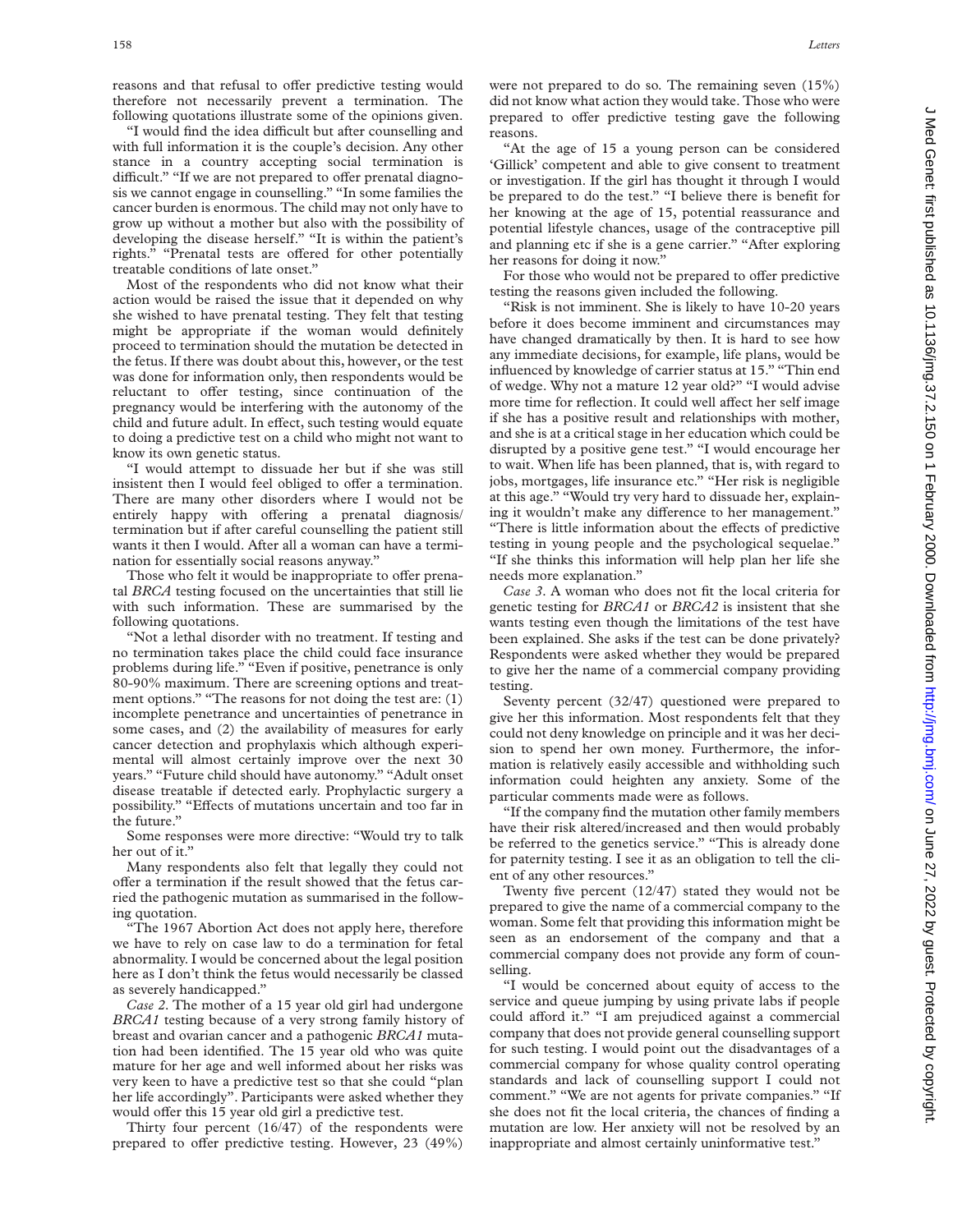reasons and that refusal to offer predictive testing would therefore not necessarily prevent a termination. The following quotations illustrate some of the opinions given.

"I would find the idea difficult but after counselling and with full information it is the couple's decision. Any other stance in a country accepting social termination is difficult." "If we are not prepared to offer prenatal diagnosis we cannot engage in counselling." "In some families the cancer burden is enormous. The child may not only have to grow up without a mother but also with the possibility of developing the disease herself." "It is within the patient's rights." "Prenatal tests are offered for other potentially treatable conditions of late onset."

Most of the respondents who did not know what their action would be raised the issue that it depended on why she wished to have prenatal testing. They felt that testing might be appropriate if the woman would definitely proceed to termination should the mutation be detected in the fetus. If there was doubt about this, however, or the test was done for information only, then respondents would be reluctant to offer testing, since continuation of the pregnancy would be interfering with the autonomy of the child and future adult. In effect, such testing would equate to doing a predictive test on a child who might not want to know its own genetic status.

"I would attempt to dissuade her but if she was still insistent then I would feel obliged to offer a termination. There are many other disorders where I would not be entirely happy with offering a prenatal diagnosis/termination but if after careful counselling the patient still wants it then I would. After all a woman can have a termination for essentially social reasons anyway."

Those who felt it would be inappropriate to offer prenatal *BRCA* testing focused on the uncertainties that still lie with such information. These are summarised by the following quotations.

"Not a lethal disorder with no treatment. If testing and no termination takes place the child could face insurance problems during life." "Even if positive, penetrance is only 80-90% maximum. There are screening options and treatment options." "The reasons for not doing the test are: (1) incomplete penetrance and uncertainties of penetrance in some cases, and (2) the availability of measures for early cancer detection and prophylaxis which although experimental will almost certainly improve over the next 30 years." "Future child should have autonomy." "Adult onset disease treatable if detected early. Prophylactic surgery a possibility." "Effects of mutations uncertain and too far in the future."

Some responses were more directive: "Would try to talk her out of it."

Many respondents also felt that legally they could not offer a termination if the result showed that the fetus carried the pathogenic mutation as summarised in the following quotation.

"The 1967 Abortion Act does not apply here, therefore we have to rely on case law to do a termination for fetal abnormality. I would be concerned about the legal position here as I don't think the fetus would necessarily be classed as severely handicapped."

*Case 2.* The mother of a 15 year old girl had undergone *BRCA1* testing because of a very strong family history of breast and ovarian cancer and a pathogenic *BRCA1* mutation had been identified. The 15 year old who was quite mature for her age and well informed about her risks was very keen to have a predictive test so that she could "plan her life accordingly". Participants were asked whether they would offer this 15 year old girl a predictive test.

Thirty four percent (16/47) of the respondents were prepared to offer predictive testing. However, 23 (49%) were not prepared to do so. The remaining seven (15%) did not know what action they would take. Those who were prepared to offer predictive testing gave the following reasons.

"At the age of 15 a young person can be considered 'Gillick' competent and able to give consent to treatment or investigation. If the girl has thought it through I would be prepared to do the test." "I believe there is benefit for her knowing at the age of 15, potential reassurance and potential lifestyle chances, usage of the contraceptive pill and planning etc if she is a gene carrier." "After exploring her reasons for doing it now."

For those who would not be prepared to offer predictive testing the reasons given included the following.

"Risk is not imminent. She is likely to have 10-20 years before it does become imminent and circumstances may have changed dramatically by then. It is hard to see how any immediate decisions, for example, life plans, would be influenced by knowledge of carrier status at 15." "Thin end of wedge. Why not a mature 12 year old?" "I would advise more time for reflection. It could well affect her self image if she has a positive result and relationships with mother, and she is at a critical stage in her education which could be disrupted by a positive gene test." "I would encourage her to wait. When life has been planned, that is, with regard to jobs, mortgages, life insurance etc." "Her risk is negligible at this age." "Would try very hard to dissuade her, explaining it wouldn't make any difference to her management." "There is little information about the effects of predictive testing in young people and the psychological sequelae." "If she thinks this information will help plan her life she needs more explanation."

*Case 3.* A woman who does not fit the local criteria for genetic testing for *BRCA1* or *BRCA2* is insistent that she wants testing even though the limitations of the test have been explained. She asks if the test can be done privately? Respondents were asked whether they would be prepared to give her the name of a commercial company providing testing.

Seventy percent (32/47) questioned were prepared to give her this information. Most respondents felt that they could not deny knowledge on principle and it was her decision to spend her own money. Furthermore, the information is relatively easily accessible and withholding such information could heighten any anxiety. Some of the particular comments made were as follows.

"If the company find the mutation other family members have their risk altered/increased and then would probably be referred to the genetics service." "This is already done for paternity testing. I see it as an obligation to tell the client of any other resources."

Twenty five percent (12/47) stated they would not be prepared to give the name of a commercial company to the woman. Some felt that providing this information might be seen as an endorsement of the company and that a commercial company does not provide any form of counselling.

"I would be concerned about equity of access to the service and queue jumping by using private labs if people could afford it." "I am prejudiced against a commercial company that does not provide general counselling support for such testing. I would point out the disadvantages of a commercial company for whose quality control operating standards and lack of counselling support I could not comment." "We are not agents for private companies." "If she does not fit the local criteria, the chances of finding a mutation are low. Her anxiety will not be resolved by an inappropriate and almost certainly uninformative test."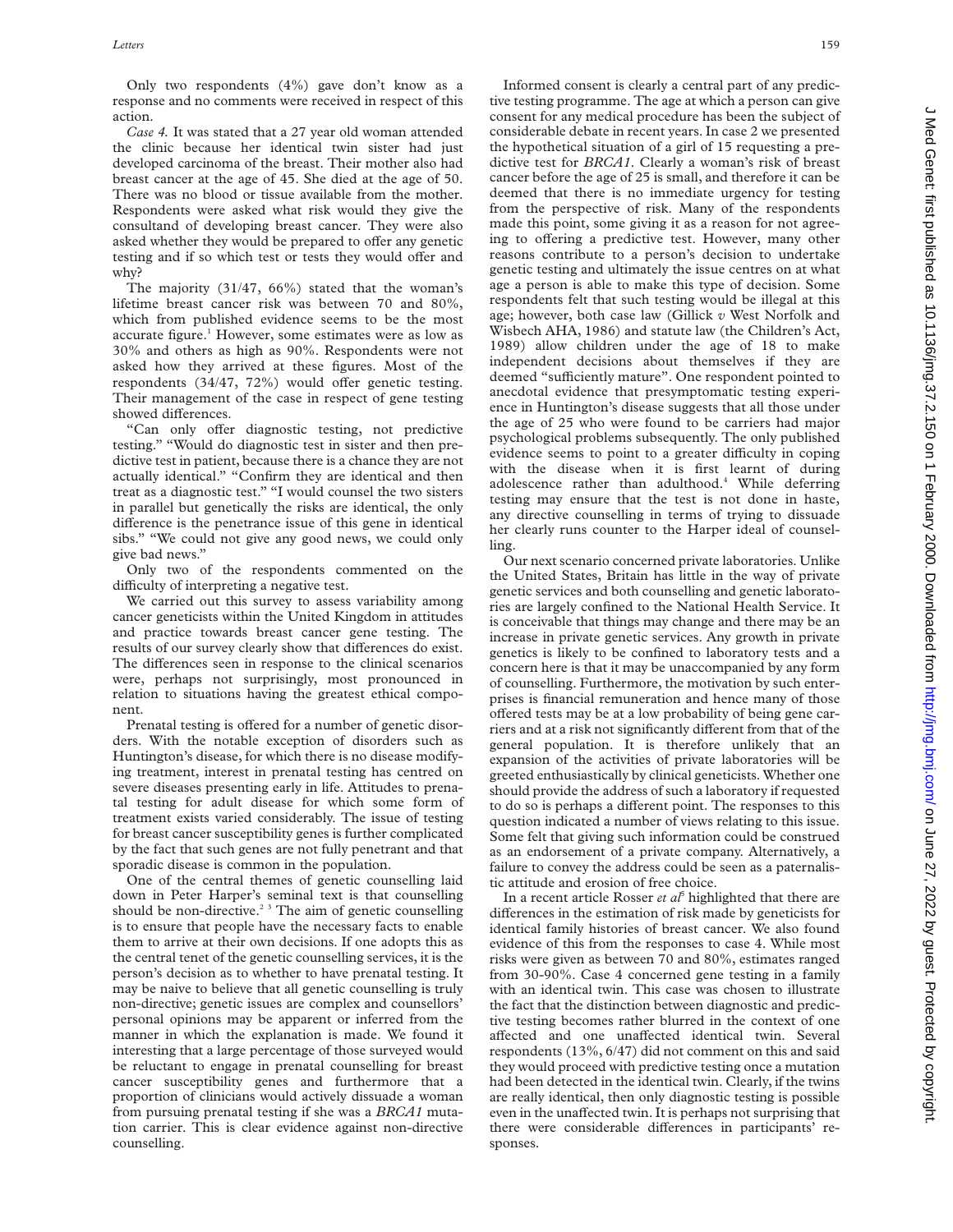Only two respondents (4%) gave don't know as a response and no comments were received in respect of this action.

*Case 4.* It was stated that a 27 year old woman attended the clinic because her identical twin sister had just developed carcinoma of the breast. Their mother also had breast cancer at the age of 45. She died at the age of 50. There was no blood or tissue available from the mother. Respondents were asked what risk would they give the consultand of developing breast cancer. They were also asked whether they would be prepared to offer any genetic testing and if so which test or tests they would offer and why?

The majority (31/47, 66%) stated that the woman's lifetime breast cancer risk was between 70 and 80%, which from published evidence seems to be the most accurate figure.[1] However, some estimates were as low as 30% and others as high as 90%. Respondents were not asked how they arrived at these figures. Most of the respondents (34/47, 72%) would offer genetic testing. Their management of the case in respect of gene testing showed differences.

"Can only offer diagnostic testing, not predictive testing." "Would do diagnostic test in sister and then predictive test in patient, because there is a chance they are not actually identical." "Confirm they are identical and then treat as a diagnostic test." "I would counsel the two sisters in parallel but genetically the risks are identical, the only difference is the penetrance issue of this gene in identical sibs." "We could not give any good news, we could only give bad news."

Only two of the respondents commented on the difficulty of interpreting a negative test.

We carried out this survey to assess variability among cancer geneticists within the United Kingdom in attitudes and practice towards breast cancer gene testing. The results of our survey clearly show that differences do exist. The differences seen in response to the clinical scenarios were, perhaps not surprisingly, most pronounced in relation to situations having the greatest ethical component.

Prenatal testing is offered for a number of genetic disorders. With the notable exception of disorders such as Huntington's disease, for which there is no disease modifying treatment, interest in prenatal testing has centred on severe diseases presenting early in life. Attitudes to prenatal testing for adult disease for which some form of treatment exists varied considerably. The issue of testing for breast cancer susceptibility genes is further complicated by the fact that such genes are not fully penetrant and that sporadic disease is common in the population.

One of the central themes of genetic counselling laid down in Peter Harper's seminal text is that counselling should be non-directive.[2 3] The aim of genetic counselling is to ensure that people have the necessary facts to enable them to arrive at their own decisions. If one adopts this as the central tenet of the genetic counselling services, it is the person's decision as to whether to have prenatal testing. It may be naive to believe that all genetic counselling is truly non-directive; genetic issues are complex and counsellors' personal opinions may be apparent or inferred from the manner in which the explanation is made. We found it interesting that a large percentage of those surveyed would be reluctant to engage in prenatal counselling for breast cancer susceptibility genes and furthermore that a proportion of clinicians would actively dissuade a woman from pursuing prenatal testing if she was a *BRCA1* mutation carrier. This is clear evidence against non-directive counselling.

Informed consent is clearly a central part of any predictive testing programme. The age at which a person can give consent for any medical procedure has been the subject of considerable debate in recent years. In case 2 we presented the hypothetical situation of a girl of 15 requesting a predictive test for *BRCA1*. Clearly a woman's risk of breast cancer before the age of 25 is small, and therefore it can be deemed that there is no immediate urgency for testing from the perspective of risk. Many of the respondents made this point, some giving it as a reason for not agreeing to offering a predictive test. However, many other reasons contribute to a person's decision to undertake genetic testing and ultimately the issue centres on at what age a person is able to make this type of decision. Some respondents felt that such testing would be illegal at this age; however, both case law (Gillick *v* West Norfolk and Wisbech AHA, 1986) and statute law (the Children's Act, 1989) allow children under the age of 18 to make independent decisions about themselves if they are deemed "sufficiently mature". One respondent pointed to anecdotal evidence that presymptomatic testing experience in Huntington's disease suggests that all those under the age of 25 who were found to be carriers had major psychological problems subsequently. The only published evidence seems to point to a greater difficulty in coping with the disease when it is first learnt of during adolescence rather than adulthood.[4] While deferring testing may ensure that the test is not done in haste, any directive counselling in terms of trying to dissuade her clearly runs counter to the Harper ideal of counselling.

Our next scenario concerned private laboratories. Unlike the United States, Britain has little in the way of private genetic services and both counselling and genetic laboratories are largely confined to the National Health Service. It is conceivable that things may change and there may be an increase in private genetic services. Any growth in private genetics is likely to be confined to laboratory tests and a concern here is that it may be unaccompanied by any form of counselling. Furthermore, the motivation by such enterprises is financial remuneration and hence many of those offered tests may be at a low probability of being gene carriers and at a risk not significantly different from that of the general population. It is therefore unlikely that an expansion of the activities of private laboratories will be greeted enthusiastically by clinical geneticists. Whether one should provide the address of such a laboratory if requested to do so is perhaps a different point. The responses to this question indicated a number of views relating to this issue. Some felt that giving such information could be construed as an endorsement of a private company. Alternatively, a failure to convey the address could be seen as a paternalistic attitude and erosion of free choice.

In a recent article Rosser *et al*[5] highlighted that there are differences in the estimation of risk made by geneticists for identical family histories of breast cancer. We also found evidence of this from the responses to case 4. While most risks were given as between 70 and 80%, estimates ranged from 30-90%. Case 4 concerned gene testing in a family with an identical twin. This case was chosen to illustrate the fact that the distinction between diagnostic and predictive testing becomes rather blurred in the context of one affected and one unaffected identical twin. Several respondents (13%, 6/47) did not comment on this and said they would proceed with predictive testing once a mutation had been detected in the identical twin. Clearly, if the twins are really identical, then only diagnostic testing is possible even in the unaffected twin. It is perhaps not surprising that there were considerable differences in participants' responses.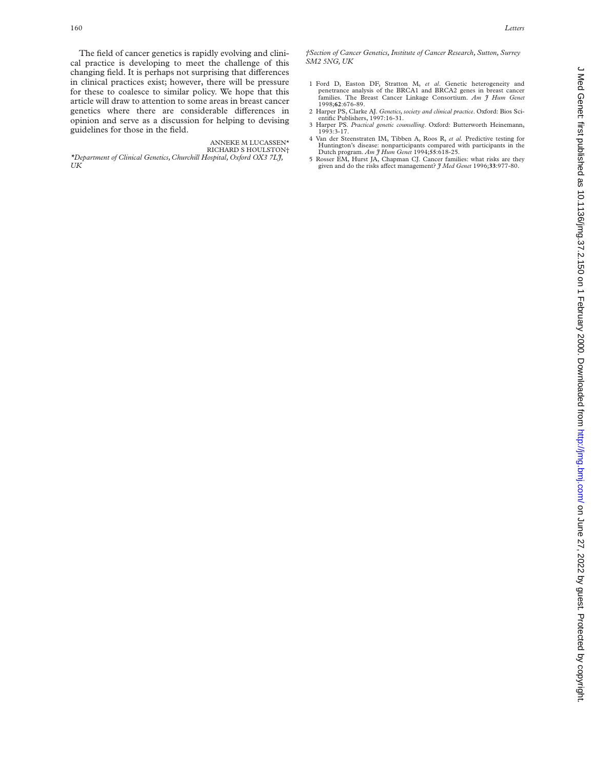The field of cancer genetics is rapidly evolving and clinical practice is developing to meet the challenge of this changing field. It is perhaps not surprising that differences in clinical practices exist; however, there will be pressure for these to coalesce to similar policy. We hope that this article will draw to attention to some areas in breast cancer genetics where there are considerable differences in opinion and serve as a discussion for helping to devising guidelines for those in the field.

ANNEKE M LUCASSEN*
RICHARD S HOULSTON†

*\*Department of Clinical Genetics, Churchill Hospital, Oxford OX3 7LJ, UK*

*†Section of Cancer Genetics, Institute of Cancer Research, Sutton, Surrey SM2 5NG, UK*

1. Ford D, Easton DF, Stratton M, *et al*. Genetic heterogeneity and penetrance analysis of the BRCA1 and BRCA2 genes in breast cancer families. The Breast Cancer Linkage Consortium. *Am J Hum Genet* 1998;**62**:676-89.
2. Harper PS, Clarke AJ. *Genetics, society and clinical practice*. Oxford: Bios Scientific Publishers, 1997:16-31.
3. Harper PS. *Practical genetic counselling*. Oxford: Butterworth Heinemann, 1993:3-17.
4. Van der Steenstraten IM, Tibben A, Roos R, *et al.* Predictive testing for Huntington's disease: nonparticipants compared with participants in the Dutch program. *Am J Hum Genet* 1994;**55**:618-25.
5. Rosser EM, Hurst JA, Chapman CJ. Cancer families: what risks are they given and do the risks affect management? *J Med Genet* 1996;**33**:977-80.